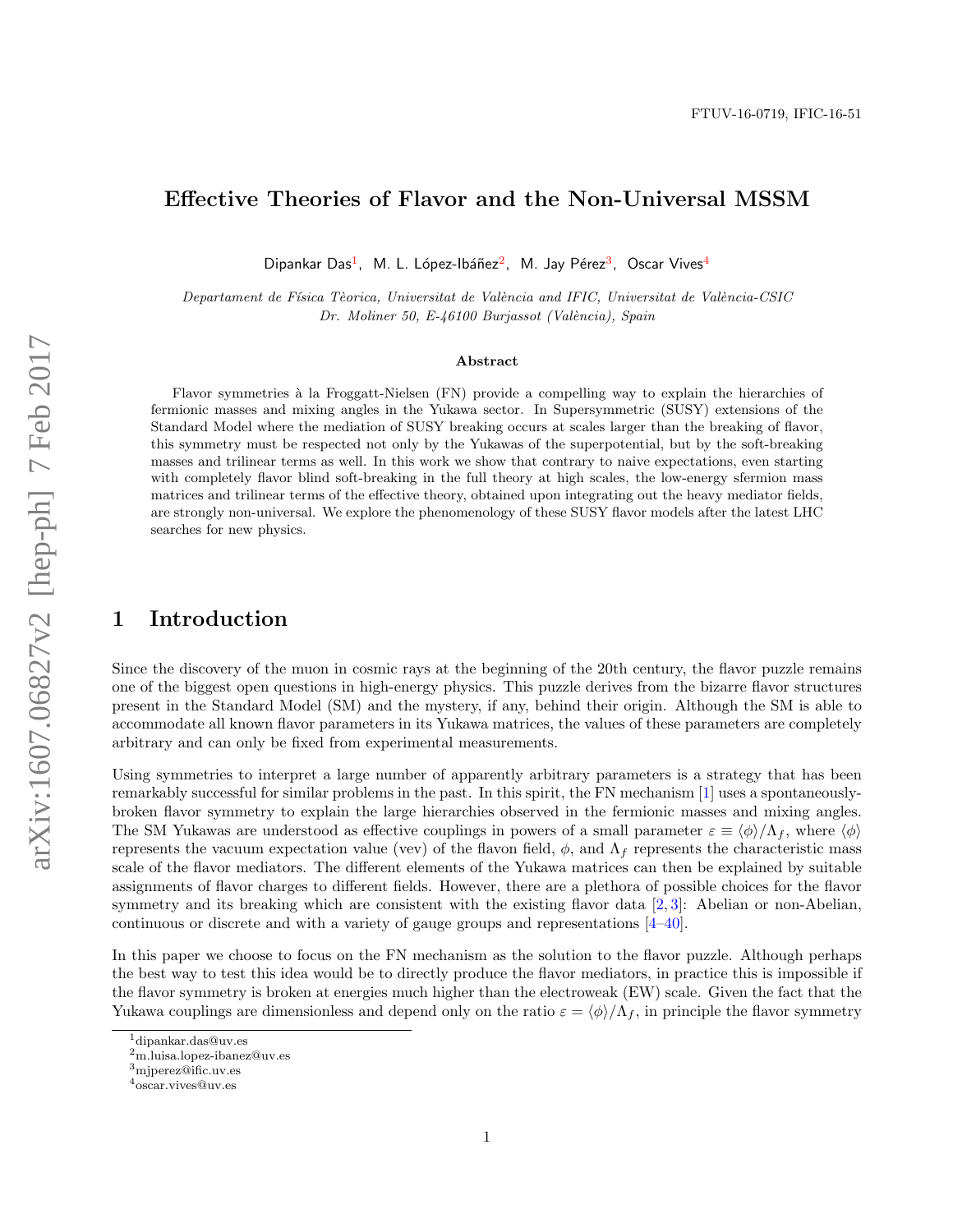FTUV-16-0719, IFIC-16-51

# Effective Theories of Flavor and the Non-Universal MSSM

Dipankar Das[1], M. L. López-Ibáñez[2], M. Jay Pérez[3], Oscar Vives[4]

*Departament de Física Tèorica, Universitat de València and IFIC, Universitat de València-CSIC*
*Dr. Moliner 50, E-46100 Burjassot (València), Spain*

### Abstract

Flavor symmetries à la Froggatt-Nielsen (FN) provide a compelling way to explain the hierarchies of fermionic masses and mixing angles in the Yukawa sector. In Supersymmetric (SUSY) extensions of the Standard Model where the mediation of SUSY breaking occurs at scales larger than the breaking of flavor, this symmetry must be respected not only by the Yukawas of the superpotential, but by the soft-breaking masses and trilinear terms as well. In this work we show that contrary to naive expectations, even starting with completely flavor blind soft-breaking in the full theory at high scales, the low-energy sfermion mass matrices and trilinear terms of the effective theory, obtained upon integrating out the heavy mediator fields, are strongly non-universal. We explore the phenomenology of these SUSY flavor models after the latest LHC searches for new physics.

## 1 Introduction

Since the discovery of the muon in cosmic rays at the beginning of the 20th century, the flavor puzzle remains one of the biggest open questions in high-energy physics. This puzzle derives from the bizarre flavor structures present in the Standard Model (SM) and the mystery, if any, behind their origin. Although the SM is able to accommodate all known flavor parameters in its Yukawa matrices, the values of these parameters are completely arbitrary and can only be fixed from experimental measurements.

Using symmetries to interpret a large number of apparently arbitrary parameters is a strategy that has been remarkably successful for similar problems in the past. In this spirit, the FN mechanism [1] uses a spontaneously-broken flavor symmetry to explain the large hierarchies observed in the fermionic masses and mixing angles. The SM Yukawas are understood as effective couplings in powers of a small parameter $\varepsilon \equiv \langle \phi \rangle / \Lambda_f$, where $\langle \phi \rangle$ represents the vacuum expectation value (vev) of the flavon field, $\phi$, and $\Lambda_f$ represents the characteristic mass scale of the flavor mediators. The different elements of the Yukawa matrices can then be explained by suitable assignments of flavor charges to different fields. However, there are a plethora of possible choices for the flavor symmetry and its breaking which are consistent with the existing flavor data [2, 3]: Abelian or non-Abelian, continuous or discrete and with a variety of gauge groups and representations [4–40].

In this paper we choose to focus on the FN mechanism as the solution to the flavor puzzle. Although perhaps the best way to test this idea would be to directly produce the flavor mediators, in practice this is impossible if the flavor symmetry is broken at energies much higher than the electroweak (EW) scale. Given the fact that the Yukawa couplings are dimensionless and depend only on the ratio $\varepsilon = \langle \phi \rangle / \Lambda_f$, in principle the flavor symmetry

[1] dipankar.das@uv.es
[2] m.luisa.lopez-ibanez@uv.es
[3] mjperez@ific.uv.es
[4] oscar.vives@uv.es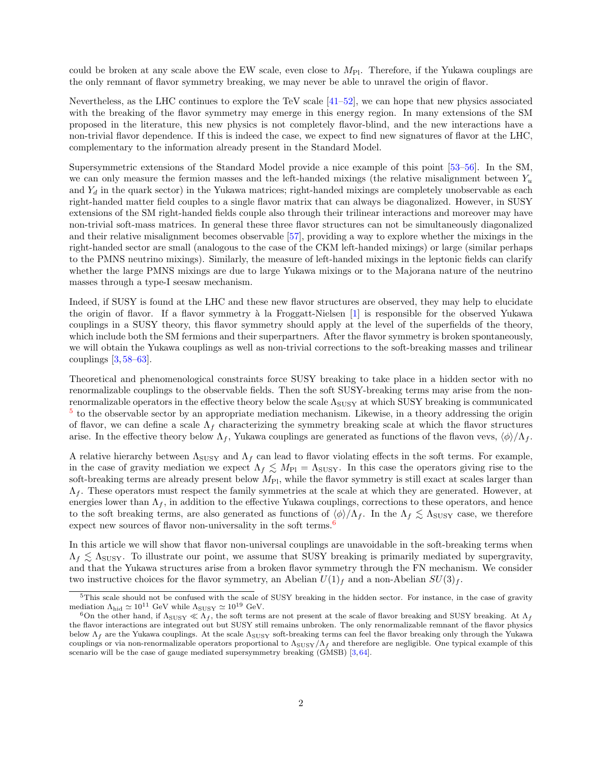could be broken at any scale above the EW scale, even close to $M_{\rm Pl}$. Therefore, if the Yukawa couplings are the only remnant of flavor symmetry breaking, we may never be able to unravel the origin of flavor.

Nevertheless, as the LHC continues to explore the TeV scale [41–52], we can hope that new physics associated with the breaking of the flavor symmetry may emerge in this energy region. In many extensions of the SM proposed in the literature, this new physics is not completely flavor-blind, and the new interactions have a non-trivial flavor dependence. If this is indeed the case, we expect to find new signatures of flavor at the LHC, complementary to the information already present in the Standard Model.

Supersymmetric extensions of the Standard Model provide a nice example of this point [53–56]. In the SM, we can only measure the fermion masses and the left-handed mixings (the relative misalignment between $Y_u$ and $Y_d$ in the quark sector) in the Yukawa matrices; right-handed mixings are completely unobservable as each right-handed matter field couples to a single flavor matrix that can always be diagonalized. However, in SUSY extensions of the SM right-handed fields couple also through their trilinear interactions and moreover may have non-trivial soft-mass matrices. In general these three flavor structures can not be simultaneously diagonalized and their relative misalignment becomes observable [57], providing a way to explore whether the mixings in the right-handed sector are small (analogous to the case of the CKM left-handed mixings) or large (similar perhaps to the PMNS neutrino mixings). Similarly, the measure of left-handed mixings in the leptonic fields can clarify whether the large PMNS mixings are due to large Yukawa mixings or to the Majorana nature of the neutrino masses through a type-I seesaw mechanism.

Indeed, if SUSY is found at the LHC and these new flavor structures are observed, they may help to elucidate the origin of flavor. If a flavor symmetry à la Froggatt-Nielsen [1] is responsible for the observed Yukawa couplings in a SUSY theory, this flavor symmetry should apply at the level of the superfields of the theory, which include both the SM fermions and their superpartners. After the flavor symmetry is broken spontaneously, we will obtain the Yukawa couplings as well as non-trivial corrections to the soft-breaking masses and trilinear couplings [3, 58–63].

Theoretical and phenomenological constraints force SUSY breaking to take place in a hidden sector with no renormalizable couplings to the observable fields. Then the soft SUSY-breaking terms may arise from the non-renormalizable operators in the effective theory below the scale $\Lambda_{\rm SUSY}$ at which SUSY breaking is communicated [5] to the observable sector by an appropriate mediation mechanism. Likewise, in a theory addressing the origin of flavor, we can define a scale $\Lambda_f$ characterizing the symmetry breaking scale at which the flavor structures arise. In the effective theory below $\Lambda_f$, Yukawa couplings are generated as functions of the flavon vevs, $\langle\phi\rangle/\Lambda_f$.

A relative hierarchy between $\Lambda_{\rm SUSY}$ and $\Lambda_f$ can lead to flavor violating effects in the soft terms. For example, in the case of gravity mediation we expect $\Lambda_f \lesssim M_{\rm Pl} = \Lambda_{\rm SUSY}$. In this case the operators giving rise to the soft-breaking terms are already present below $M_{\rm Pl}$, while the flavor symmetry is still exact at scales larger than $\Lambda_f$. These operators must respect the family symmetries at the scale at which they are generated. However, at energies lower than $\Lambda_f$, in addition to the effective Yukawa couplings, corrections to these operators, and hence to the soft breaking terms, are also generated as functions of $\langle\phi\rangle/\Lambda_f$. In the $\Lambda_f \lesssim \Lambda_{\rm SUSY}$ case, we therefore expect new sources of flavor non-universality in the soft terms.[6]

In this article we will show that flavor non-universal couplings are unavoidable in the soft-breaking terms when $\Lambda_f \lesssim \Lambda_{\rm SUSY}$. To illustrate our point, we assume that SUSY breaking is primarily mediated by supergravity, and that the Yukawa structures arise from a broken flavor symmetry through the FN mechanism. We consider two instructive choices for the flavor symmetry, an Abelian $U(1)_f$ and a non-Abelian $SU(3)_f$.

[5] This scale should not be confused with the scale of SUSY breaking in the hidden sector. For instance, in the case of gravity mediation $\Lambda_{\rm hid} \simeq 10^{11}$ GeV while $\Lambda_{\rm SUSY} \simeq 10^{19}$ GeV.

[6] On the other hand, if $\Lambda_{\rm SUSY} \ll \Lambda_f$, the soft terms are not present at the scale of flavor breaking and SUSY breaking. At $\Lambda_f$ the flavor interactions are integrated out but SUSY still remains unbroken. The only renormalizable remnant of the flavor physics below $\Lambda_f$ are the Yukawa couplings. At the scale $\Lambda_{\rm SUSY}$ soft-breaking terms can feel the flavor breaking only through the Yukawa couplings or via non-renormalizable operators proportional to $\Lambda_{\rm SUSY}/\Lambda_f$ and therefore are negligible. One typical example of this scenario will be the case of gauge mediated supersymmetry breaking (GMSB) [3, 64].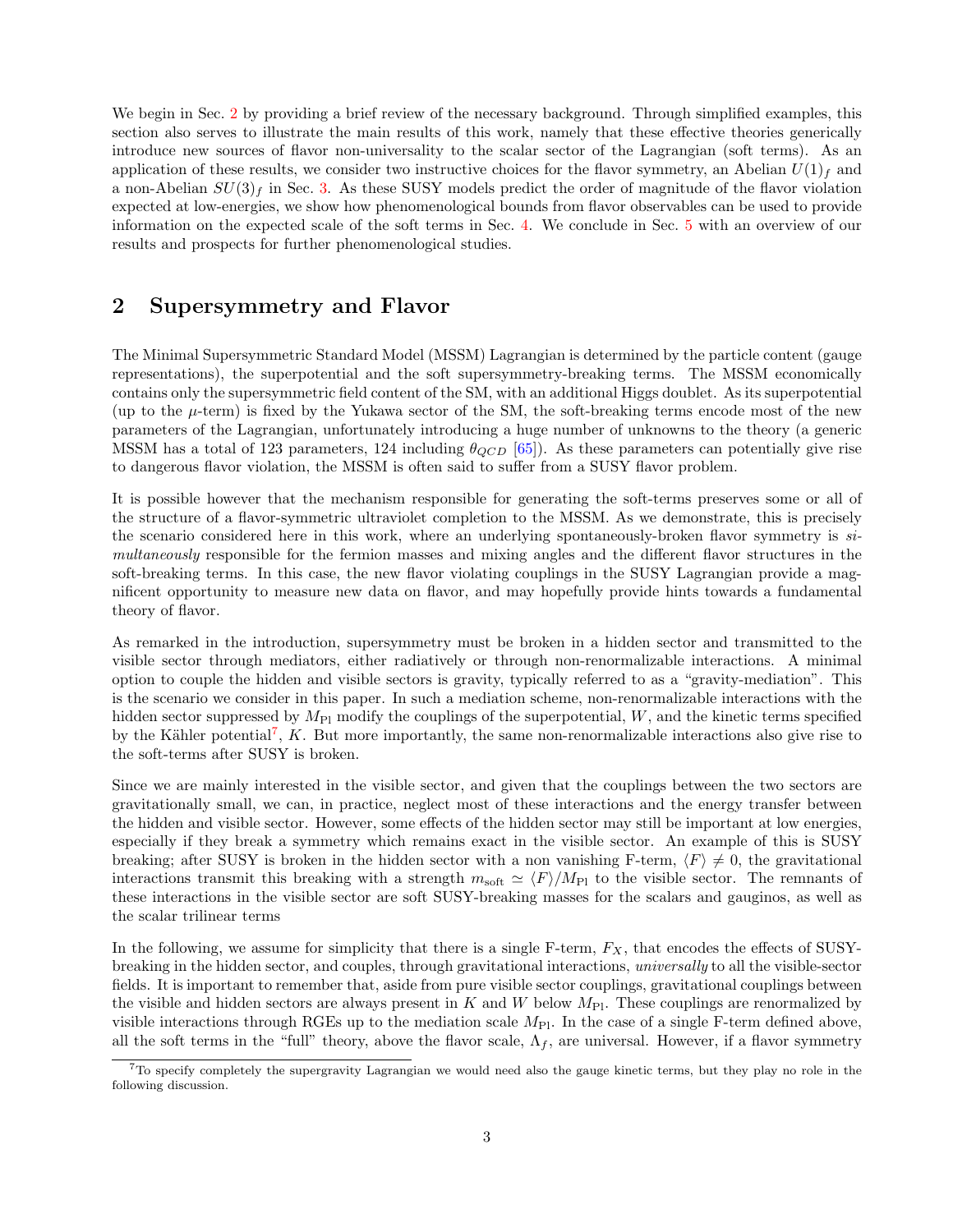We begin in Sec. 2 by providing a brief review of the necessary background. Through simplified examples, this section also serves to illustrate the main results of this work, namely that these effective theories generically introduce new sources of flavor non-universality to the scalar sector of the Lagrangian (soft terms). As an application of these results, we consider two instructive choices for the flavor symmetry, an Abelian $U(1)_f$ and a non-Abelian $SU(3)_f$ in Sec. 3. As these SUSY models predict the order of magnitude of the flavor violation expected at low-energies, we show how phenomenological bounds from flavor observables can be used to provide information on the expected scale of the soft terms in Sec. 4. We conclude in Sec. 5 with an overview of our results and prospects for further phenomenological studies.

## 2 Supersymmetry and Flavor

The Minimal Supersymmetric Standard Model (MSSM) Lagrangian is determined by the particle content (gauge representations), the superpotential and the soft supersymmetry-breaking terms. The MSSM economically contains only the supersymmetric field content of the SM, with an additional Higgs doublet. As its superpotential (up to the $\mu$-term) is fixed by the Yukawa sector of the SM, the soft-breaking terms encode most of the new parameters of the Lagrangian, unfortunately introducing a huge number of unknowns to the theory (a generic MSSM has a total of 123 parameters, 124 including $\theta_{QCD}$ [65]). As these parameters can potentially give rise to dangerous flavor violation, the MSSM is often said to suffer from a SUSY flavor problem.

It is possible however that the mechanism responsible for generating the soft-terms preserves some or all of the structure of a flavor-symmetric ultraviolet completion to the MSSM. As we demonstrate, this is precisely the scenario considered here in this work, where an underlying spontaneously-broken flavor symmetry is *simultaneously* responsible for the fermion masses and mixing angles and the different flavor structures in the soft-breaking terms. In this case, the new flavor violating couplings in the SUSY Lagrangian provide a magnificent opportunity to measure new data on flavor, and may hopefully provide hints towards a fundamental theory of flavor.

As remarked in the introduction, supersymmetry must be broken in a hidden sector and transmitted to the visible sector through mediators, either radiatively or through non-renormalizable interactions. A minimal option to couple the hidden and visible sectors is gravity, typically referred to as a "gravity-mediation". This is the scenario we consider in this paper. In such a mediation scheme, non-renormalizable interactions with the hidden sector suppressed by $M_{\text{Pl}}$ modify the couplings of the superpotential, $W$, and the kinetic terms specified by the Kähler potential[7], $K$. But more importantly, the same non-renormalizable interactions also give rise to the soft-terms after SUSY is broken.

Since we are mainly interested in the visible sector, and given that the couplings between the two sectors are gravitationally small, we can, in practice, neglect most of these interactions and the energy transfer between the hidden and visible sector. However, some effects of the hidden sector may still be important at low energies, especially if they break a symmetry which remains exact in the visible sector. An example of this is SUSY breaking; after SUSY is broken in the hidden sector with a non vanishing F-term, $\langle F\rangle \neq 0$, the gravitational interactions transmit this breaking with a strength $m_{\text{soft}} \simeq \langle F\rangle/M_{\text{Pl}}$ to the visible sector. The remnants of these interactions in the visible sector are soft SUSY-breaking masses for the scalars and gauginos, as well as the scalar trilinear terms

In the following, we assume for simplicity that there is a single F-term, $F_X$, that encodes the effects of SUSY-breaking in the hidden sector, and couples, through gravitational interactions, *universally* to all the visible-sector fields. It is important to remember that, aside from pure visible sector couplings, gravitational couplings between the visible and hidden sectors are always present in $K$ and $W$ below $M_{\text{Pl}}$. These couplings are renormalized by visible interactions through RGEs up to the mediation scale $M_{\text{Pl}}$. In the case of a single F-term defined above, all the soft terms in the "full" theory, above the flavor scale, $\Lambda_f$, are universal. However, if a flavor symmetry

[7] To specify completely the supergravity Lagrangian we would need also the gauge kinetic terms, but they play no role in the following discussion.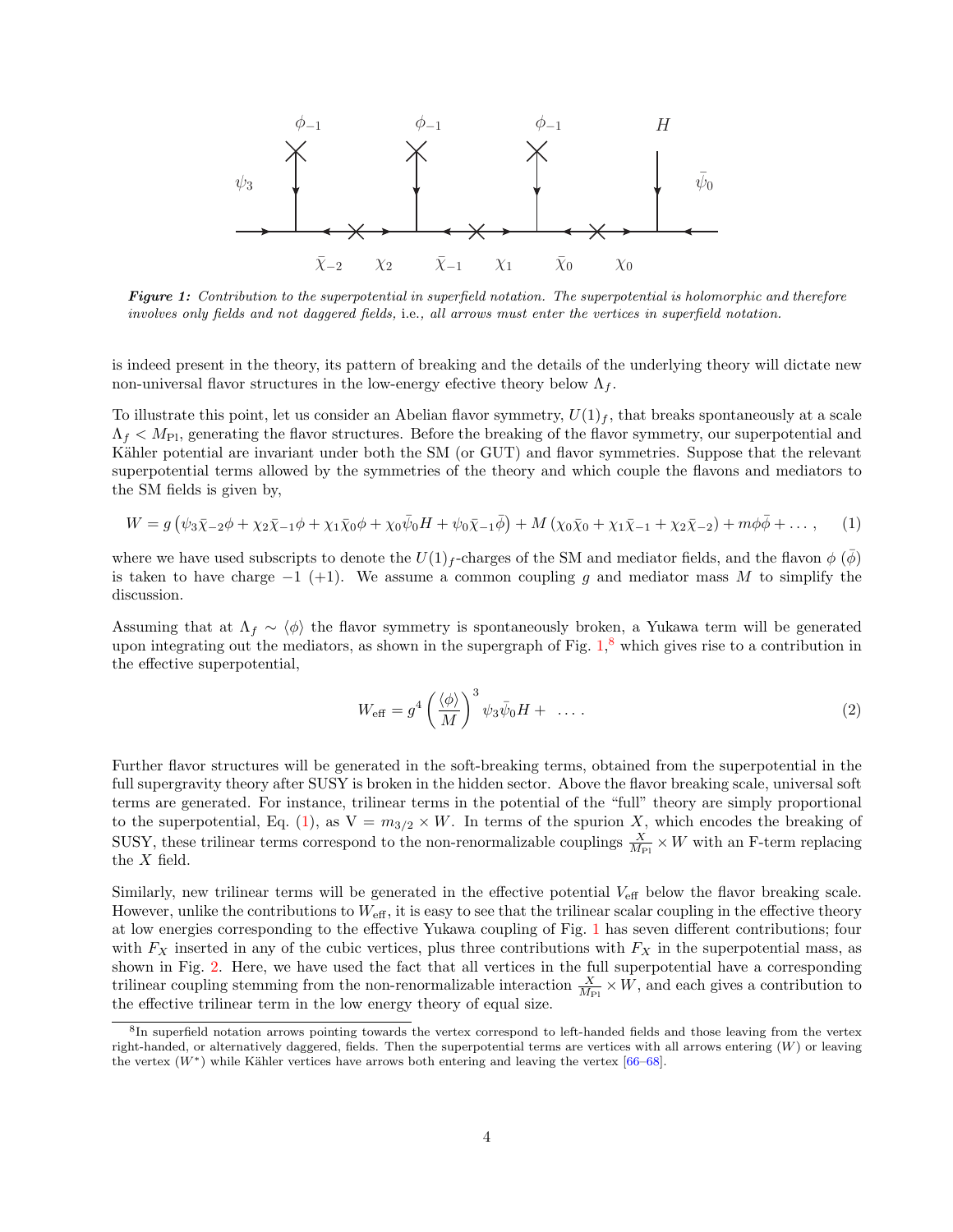*Figure 1: Contribution to the superpotential in superfield notation. The superpotential is holomorphic and therefore involves only fields and not daggered fields,* i.e.*, all arrows must enter the vertices in superfield notation.*

is indeed present in the theory, its pattern of breaking and the details of the underlying theory will dictate new non-universal flavor structures in the low-energy efective theory below $\Lambda_f$.

To illustrate this point, let us consider an Abelian flavor symmetry, $U(1)_f$, that breaks spontaneously at a scale $\Lambda_f < M_{\rm Pl}$, generating the flavor structures. Before the breaking of the flavor symmetry, our superpotential and Kähler potential are invariant under both the SM (or GUT) and flavor symmetries. Suppose that the relevant superpotential terms allowed by the symmetries of the theory and which couple the flavons and mediators to the SM fields is given by,

$$W = g\left(\psi_3\bar{\chi}_{-2}\phi + \chi_2\bar{\chi}_{-1}\phi + \chi_1\bar{\chi}_0\phi + \chi_0\bar{\psi}_0 H + \psi_0\bar{\chi}_{-1}\bar{\phi}\right) + M\left(\chi_0\bar{\chi}_0 + \chi_1\bar{\chi}_{-1} + \chi_2\bar{\chi}_{-2}\right) + m\phi\bar{\phi} + \dots\,, \qquad (1)$$

where we have used subscripts to denote the $U(1)_f$-charges of the SM and mediator fields, and the flavon $\phi$ ($\bar{\phi}$) is taken to have charge $-1$ ($+1$). We assume a common coupling $g$ and mediator mass $M$ to simplify the discussion.

Assuming that at $\Lambda_f \sim \langle\phi\rangle$ the flavor symmetry is spontaneously broken, a Yukawa term will be generated upon integrating out the mediators, as shown in the supergraph of Fig. 1,[8] which gives rise to a contribution in the effective superpotential,

$$W_{\rm eff} = g^4\left(\frac{\langle\phi\rangle}{M}\right)^3 \psi_3\bar{\psi}_0 H + \ \dots\,. \qquad (2)$$

Further flavor structures will be generated in the soft-breaking terms, obtained from the superpotential in the full supergravity theory after SUSY is broken in the hidden sector. Above the flavor breaking scale, universal soft terms are generated. For instance, trilinear terms in the potential of the "full" theory are simply proportional to the superpotential, Eq. (1), as $V = m_{3/2} \times W$. In terms of the spurion $X$, which encodes the breaking of SUSY, these trilinear terms correspond to the non-renormalizable couplings $\frac{X}{M_{\rm Pl}} \times W$ with an F-term replacing the $X$ field.

Similarly, new trilinear terms will be generated in the effective potential $V_{\rm eff}$ below the flavor breaking scale. However, unlike the contributions to $W_{\rm eff}$, it is easy to see that the trilinear scalar coupling in the effective theory at low energies corresponding to the effective Yukawa coupling of Fig. 1 has seven different contributions; four with $F_X$ inserted in any of the cubic vertices, plus three contributions with $F_X$ in the superpotential mass, as shown in Fig. 2. Here, we have used the fact that all vertices in the full superpotential have a corresponding trilinear coupling stemming from the non-renormalizable interaction $\frac{X}{M_{\rm Pl}} \times W$, and each gives a contribution to the effective trilinear term in the low energy theory of equal size.

[8] In superfield notation arrows pointing towards the vertex correspond to left-handed fields and those leaving from the vertex right-handed, or alternatively daggered, fields. Then the superpotential terms are vertices with all arrows entering ($W$) or leaving the vertex ($W^*$) while Kähler vertices have arrows both entering and leaving the vertex [66–68].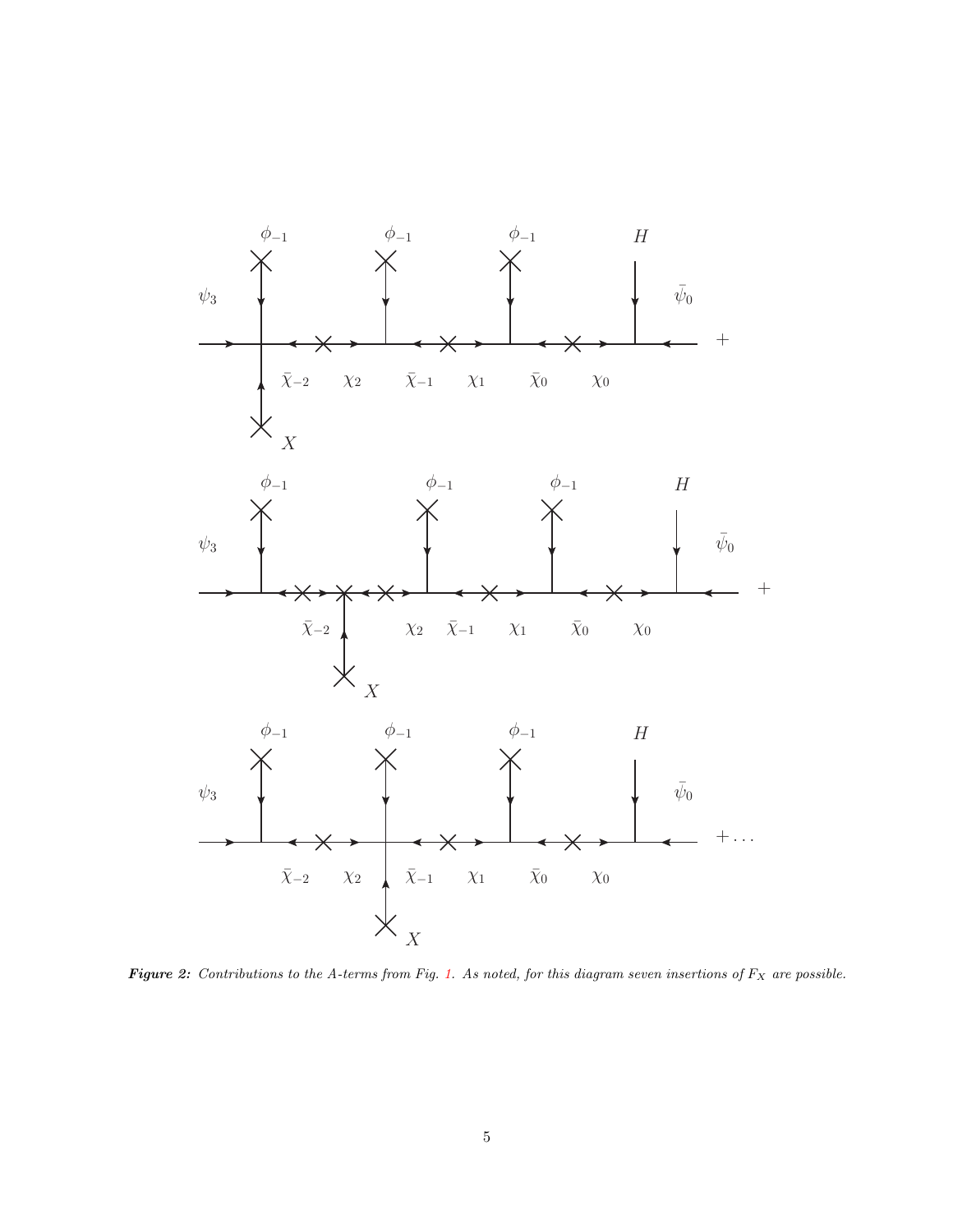*Figure 2: Contributions to the A-terms from Fig. 1. As noted, for this diagram seven insertions of $F_X$ are possible.*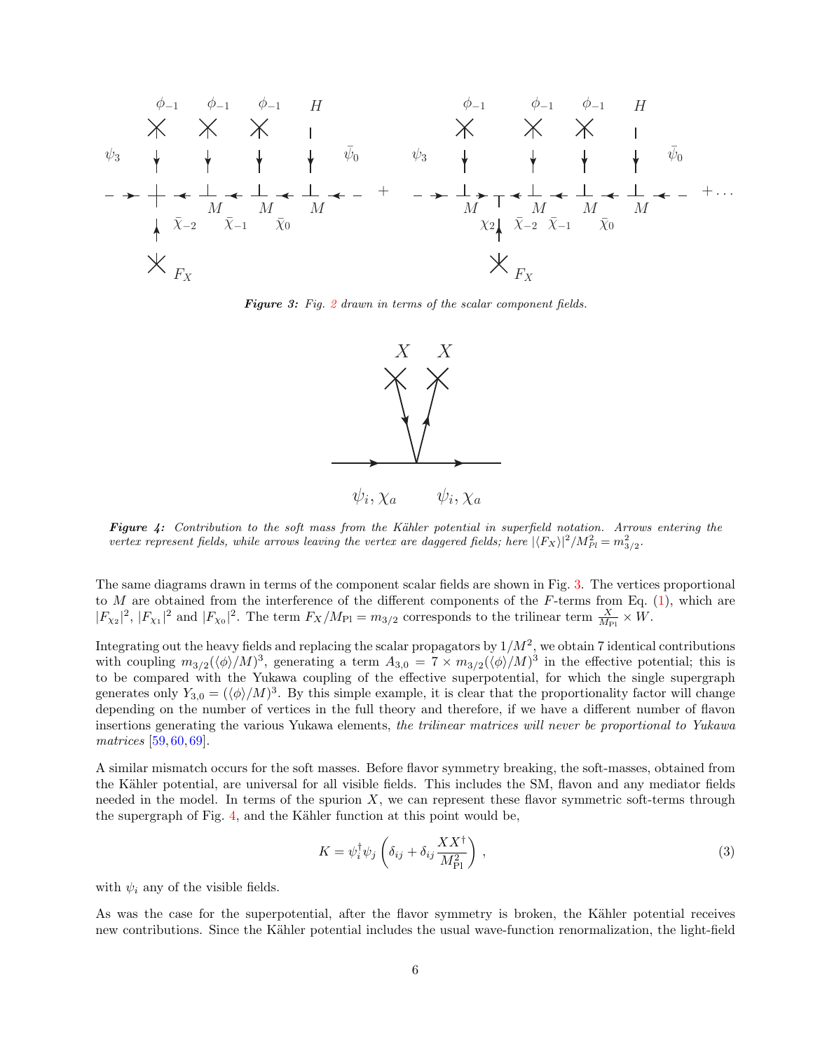*Figure 3: Fig. 2 drawn in terms of the scalar component fields.*

*Figure 4: Contribution to the soft mass from the Kähler potential in superfield notation. Arrows entering the vertex represent fields, while arrows leaving the vertex are daggered fields; here $|\langle F_X \rangle|^2/M_{Pl}^2 = m_{3/2}^2$.*

The same diagrams drawn in terms of the component scalar fields are shown in Fig. 3. The vertices proportional to $M$ are obtained from the interference of the different components of the $F$-terms from Eq. (1), which are $|F_{\chi_2}|^2$, $|F_{\chi_1}|^2$ and $|F_{\chi_0}|^2$. The term $F_X/M_{\rm Pl} = m_{3/2}$ corresponds to the trilinear term $\frac{X}{M_{\rm Pl}} \times W$.

Integrating out the heavy fields and replacing the scalar propagators by $1/M^2$, we obtain 7 identical contributions with coupling $m_{3/2}(\langle\phi\rangle/M)^3$, generating a term $A_{3,0} = 7 \times m_{3/2}(\langle\phi\rangle/M)^3$ in the effective potential; this is to be compared with the Yukawa coupling of the effective superpotential, for which the single supergraph generates only $Y_{3,0} = (\langle\phi\rangle/M)^3$. By this simple example, it is clear that the proportionality factor will change depending on the number of vertices in the full theory and therefore, if we have a different number of flavon insertions generating the various Yukawa elements, *the trilinear matrices will never be proportional to Yukawa matrices* [59,60,69].

A similar mismatch occurs for the soft masses. Before flavor symmetry breaking, the soft-masses, obtained from the Kähler potential, are universal for all visible fields. This includes the SM, flavon and any mediator fields needed in the model. In terms of the spurion $X$, we can represent these flavor symmetric soft-terms through the supergraph of Fig. 4, and the Kähler function at this point would be,

$$K = \psi_i^\dagger \psi_j \left( \delta_{ij} + \delta_{ij} \frac{XX^\dagger}{M_{\rm Pl}^2} \right), \tag{3}$$

with $\psi_i$ any of the visible fields.

As was the case for the superpotential, after the flavor symmetry is broken, the Kähler potential receives new contributions. Since the Kähler potential includes the usual wave-function renormalization, the light-field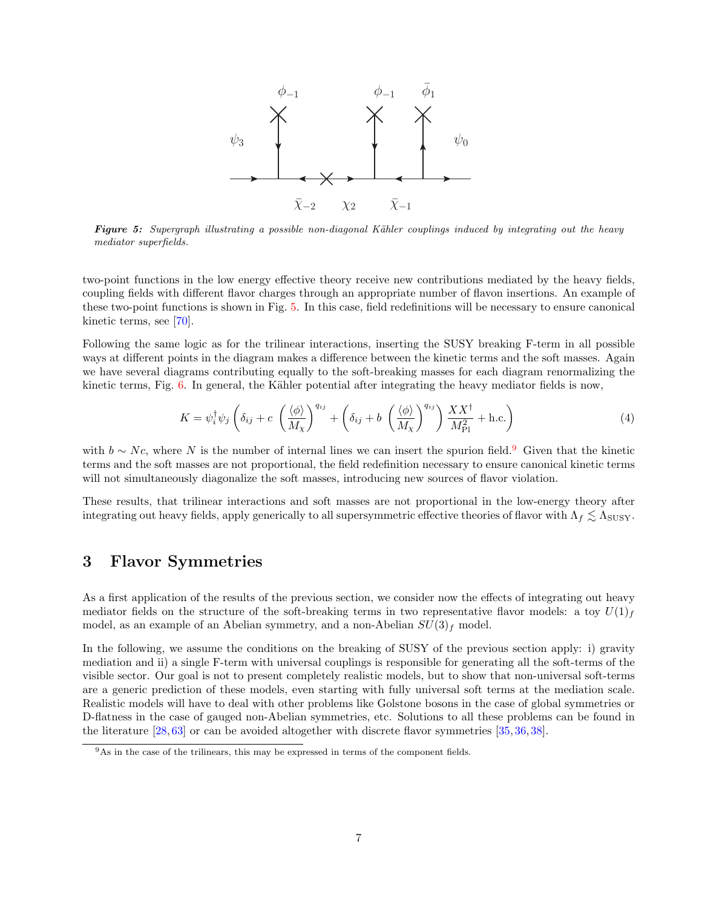**Figure 5:** *Supergraph illustrating a possible non-diagonal Kähler couplings induced by integrating out the heavy mediator superfields.*

two-point functions in the low energy effective theory receive new contributions mediated by the heavy fields, coupling fields with different flavor charges through an appropriate number of flavon insertions. An example of these two-point functions is shown in Fig. 5. In this case, field redefinitions will be necessary to ensure canonical kinetic terms, see [70].

Following the same logic as for the trilinear interactions, inserting the SUSY breaking F-term in all possible ways at different points in the diagram makes a difference between the kinetic terms and the soft masses. Again we have several diagrams contributing equally to the soft-breaking masses for each diagram renormalizing the kinetic terms, Fig. 6. In general, the Kähler potential after integrating the heavy mediator fields is now,

$$K = \psi_i^\dagger \psi_j \left( \delta_{ij} + c\, \left(\frac{\langle \phi \rangle}{M_\chi}\right)^{q_{ij}} + \left( \delta_{ij} + b\, \left(\frac{\langle \phi \rangle}{M_\chi}\right)^{q_{ij}} \right) \frac{X X^\dagger}{M_{\rm Pl}^2} + \text{h.c.} \right) \tag{4}$$

with $b \sim Nc$, where $N$ is the number of internal lines we can insert the spurion field.[9] Given that the kinetic terms and the soft masses are not proportional, the field redefinition necessary to ensure canonical kinetic terms will not simultaneously diagonalize the soft masses, introducing new sources of flavor violation.

These results, that trilinear interactions and soft masses are not proportional in the low-energy theory after integrating out heavy fields, apply generically to all supersymmetric effective theories of flavor with $\Lambda_f \lesssim \Lambda_{\rm SUSY}$.

## 3 Flavor Symmetries

As a first application of the results of the previous section, we consider now the effects of integrating out heavy mediator fields on the structure of the soft-breaking terms in two representative flavor models: a toy $U(1)_f$ model, as an example of an Abelian symmetry, and a non-Abelian $SU(3)_f$ model.

In the following, we assume the conditions on the breaking of SUSY of the previous section apply: i) gravity mediation and ii) a single F-term with universal couplings is responsible for generating all the soft-terms of the visible sector. Our goal is not to present completely realistic models, but to show that non-universal soft-terms are a generic prediction of these models, even starting with fully universal soft terms at the mediation scale. Realistic models will have to deal with other problems like Golstone bosons in the case of global symmetries or D-flatness in the case of gauged non-Abelian symmetries, etc. Solutions to all these problems can be found in the literature [28, 63] or can be avoided altogether with discrete flavor symmetries [35, 36, 38].

[9] As in the case of the trilinears, this may be expressed in terms of the component fields.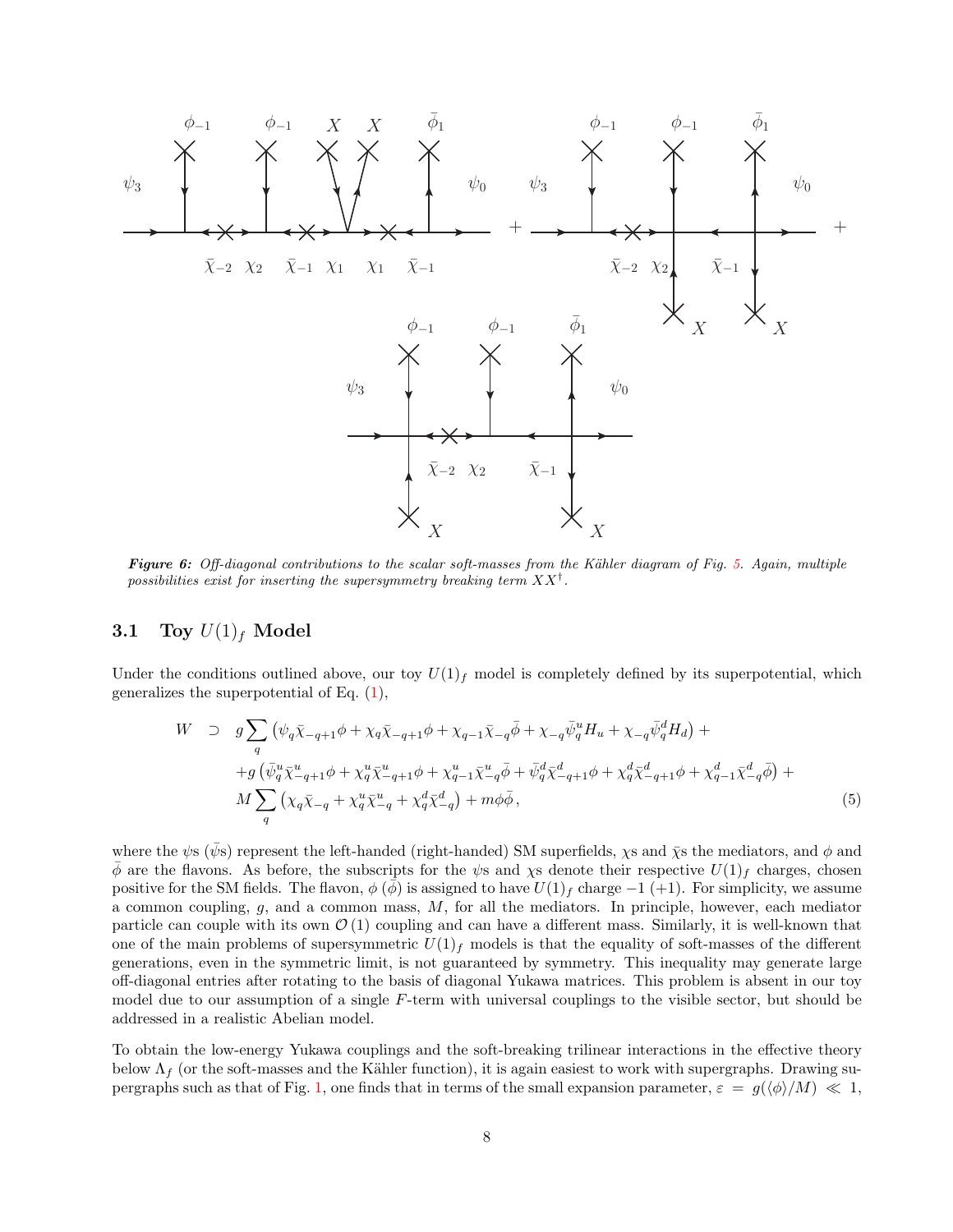*Figure 6: Off-diagonal contributions to the scalar soft-masses from the Kähler diagram of Fig. 5. Again, multiple possibilities exist for inserting the supersymmetry breaking term $XX^\dagger$.*

### 3.1 Toy $U(1)_f$ Model

Under the conditions outlined above, our toy $U(1)_f$ model is completely defined by its superpotential, which generalizes the superpotential of Eq. (1),

$$
\begin{aligned}
W \supset\ & g \sum_q \left( \psi_q \bar{\chi}_{-q+1} \phi + \chi_q \bar{\chi}_{-q+1} \phi + \chi_{q-1} \bar{\chi}_{-q} \bar{\phi} + \chi_{-q} \bar{\psi}^u_q H_u + \chi_{-q} \bar{\psi}^d_q H_d \right) + \\
& + g \left( \bar{\psi}^u_q \bar{\chi}^u_{-q+1} \phi + \chi^u_q \bar{\chi}^u_{-q+1} \phi + \chi^u_{q-1} \bar{\chi}^u_{-q} \bar{\phi} + \bar{\psi}^d_q \bar{\chi}^d_{-q+1} \phi + \chi^d_q \bar{\chi}^d_{-q+1} \phi + \chi^d_{q-1} \bar{\chi}^d_{-q} \bar{\phi} \right) + \\
& M \sum_q \left( \chi_q \bar{\chi}_{-q} + \chi^u_q \bar{\chi}^u_{-q} + \chi^d_q \bar{\chi}^d_{-q} \right) + m \phi \bar{\phi} ,
\end{aligned}
\tag{5}
$$

where the $\psi$s ($\bar{\psi}$s) represent the left-handed (right-handed) SM superfields, $\chi$s and $\bar{\chi}$s the mediators, and $\phi$ and $\bar{\phi}$ are the flavons. As before, the subscripts for the $\psi$s and $\chi$s denote their respective $U(1)_f$ charges, chosen positive for the SM fields. The flavon, $\phi$ ($\bar{\phi}$) is assigned to have $U(1)_f$ charge $-1$ ($+1$). For simplicity, we assume a common coupling, $g$, and a common mass, $M$, for all the mediators. In principle, however, each mediator particle can couple with its own $\mathcal{O}(1)$ coupling and can have a different mass. Similarly, it is well-known that one of the main problems of supersymmetric $U(1)_f$ models is that the equality of soft-masses of the different generations, even in the symmetric limit, is not guaranteed by symmetry. This inequality may generate large off-diagonal entries after rotating to the basis of diagonal Yukawa matrices. This problem is absent in our toy model due to our assumption of a single $F$-term with universal couplings to the visible sector, but should be addressed in a realistic Abelian model.

To obtain the low-energy Yukawa couplings and the soft-breaking trilinear interactions in the effective theory below $\Lambda_f$ (or the soft-masses and the Kähler function), it is again easiest to work with supergraphs. Drawing supergraphs such as that of Fig. 1, one finds that in terms of the small expansion parameter, $\varepsilon = g(\langle \phi \rangle / M) \ll 1$,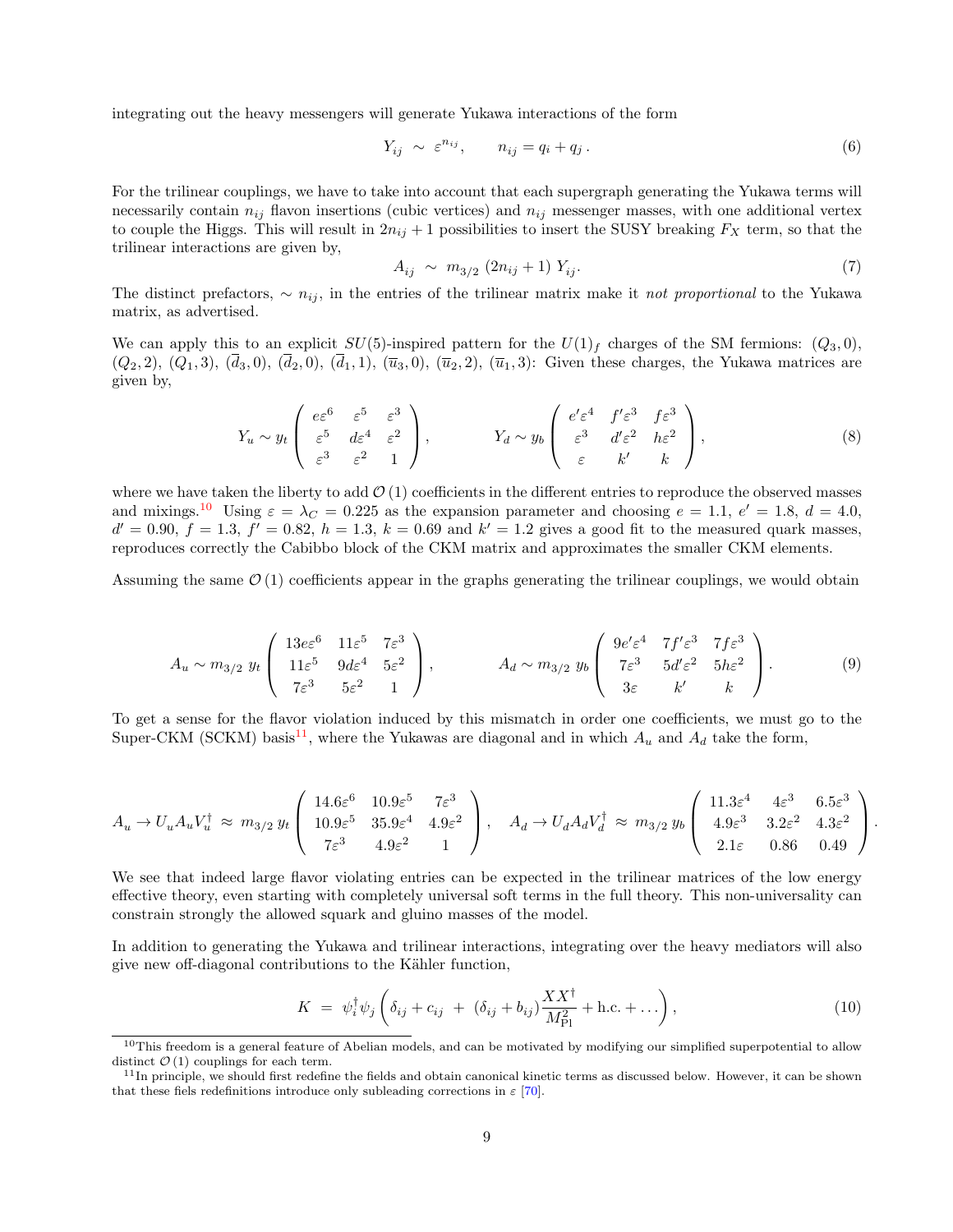integrating out the heavy messengers will generate Yukawa interactions of the form

$$Y_{ij} \ \sim \ \varepsilon^{n_{ij}}, \qquad n_{ij} = q_i + q_j \,. \tag{6}$$

For the trilinear couplings, we have to take into account that each supergraph generating the Yukawa terms will necessarily contain $n_{ij}$ flavon insertions (cubic vertices) and $n_{ij}$ messenger masses, with one additional vertex to couple the Higgs. This will result in $2n_{ij}+1$ possibilities to insert the SUSY breaking $F_X$ term, so that the trilinear interactions are given by,

$$A_{ij} \ \sim \ m_{3/2} \ (2n_{ij}+1) \ Y_{ij}. \tag{7}$$

The distinct prefactors, $\sim n_{ij}$, in the entries of the trilinear matrix make it *not proportional* to the Yukawa matrix, as advertised.

We can apply this to an explicit $SU(5)$-inspired pattern for the $U(1)_f$ charges of the SM fermions: $(Q_3, 0)$, $(Q_2, 2)$, $(Q_1, 3)$, $(\overline{d}_3, 0)$, $(\overline{d}_2, 0)$, $(\overline{d}_1, 1)$, $(\overline{u}_3, 0)$, $(\overline{u}_2, 2)$, $(\overline{u}_1, 3)$: Given these charges, the Yukawa matrices are given by,

$$Y_u \sim y_t \begin{pmatrix} e\varepsilon^6 & \varepsilon^5 & \varepsilon^3 \\ \varepsilon^5 & d\varepsilon^4 & \varepsilon^2 \\ \varepsilon^3 & \varepsilon^2 & 1 \end{pmatrix}, \qquad\qquad Y_d \sim y_b \begin{pmatrix} e'\varepsilon^4 & f'\varepsilon^3 & f\varepsilon^3 \\ \varepsilon^3 & d'\varepsilon^2 & h\varepsilon^2 \\ \varepsilon & k' & k \end{pmatrix}, \tag{8}$$

where we have taken the liberty to add $\mathcal{O}(1)$ coefficients in the different entries to reproduce the observed masses and mixings.[10] Using $\varepsilon = \lambda_C = 0.225$ as the expansion parameter and choosing $e = 1.1$, $e' = 1.8$, $d = 4.0$, $d' = 0.90$, $f = 1.3$, $f' = 0.82$, $h = 1.3$, $k = 0.69$ and $k' = 1.2$ gives a good fit to the measured quark masses, reproduces correctly the Cabibbo block of the CKM matrix and approximates the smaller CKM elements.

Assuming the same $\mathcal{O}(1)$ coefficients appear in the graphs generating the trilinear couplings, we would obtain

$$A_u \sim m_{3/2} \ y_t \begin{pmatrix} 13e\varepsilon^6 & 11\varepsilon^5 & 7\varepsilon^3 \\ 11\varepsilon^5 & 9d\varepsilon^4 & 5\varepsilon^2 \\ 7\varepsilon^3 & 5\varepsilon^2 & 1 \end{pmatrix}, \qquad\qquad A_d \sim m_{3/2} \ y_b \begin{pmatrix} 9e'\varepsilon^4 & 7f'\varepsilon^3 & 7f\varepsilon^3 \\ 7\varepsilon^3 & 5d'\varepsilon^2 & 5h\varepsilon^2 \\ 3\varepsilon & k' & k \end{pmatrix}. \tag{9}$$

To get a sense for the flavor violation induced by this mismatch in order one coefficients, we must go to the Super-CKM (SCKM) basis[11], where the Yukawas are diagonal and in which $A_u$ and $A_d$ take the form,

$$A_u \to U_u A_u V_u^\dagger \ \approx \ m_{3/2} \ y_t \begin{pmatrix} 14.6\varepsilon^6 & 10.9\varepsilon^5 & 7\varepsilon^3 \\ 10.9\varepsilon^5 & 35.9\varepsilon^4 & 4.9\varepsilon^2 \\ 7\varepsilon^3 & 4.9\varepsilon^2 & 1 \end{pmatrix}, \quad A_d \to U_d A_d V_d^\dagger \ \approx \ m_{3/2} \ y_b \begin{pmatrix} 11.3\varepsilon^4 & 4\varepsilon^3 & 6.5\varepsilon^3 \\ 4.9\varepsilon^3 & 3.2\varepsilon^2 & 4.3\varepsilon^2 \\ 2.1\varepsilon & 0.86 & 0.49 \end{pmatrix}.$$

We see that indeed large flavor violating entries can be expected in the trilinear matrices of the low energy effective theory, even starting with completely universal soft terms in the full theory. This non-universality can constrain strongly the allowed squark and gluino masses of the model.

In addition to generating the Yukawa and trilinear interactions, integrating over the heavy mediators will also give new off-diagonal contributions to the Kähler function,

$$K \ = \ \psi_i^\dagger \psi_j \left( \delta_{ij} + c_{ij} \ + \ (\delta_{ij} + b_{ij}) \frac{X X^\dagger}{M_{\rm Pl}^2} + \text{h.c.} + \ldots \right), \tag{10}$$

[10] This freedom is a general feature of Abelian models, and can be motivated by modifying our simplified superpotential to allow distinct $\mathcal{O}(1)$ couplings for each term.

[11] In principle, we should first redefine the fields and obtain canonical kinetic terms as discussed below. However, it can be shown that these fiels redefinitions introduce only subleading corrections in $\varepsilon$ [70].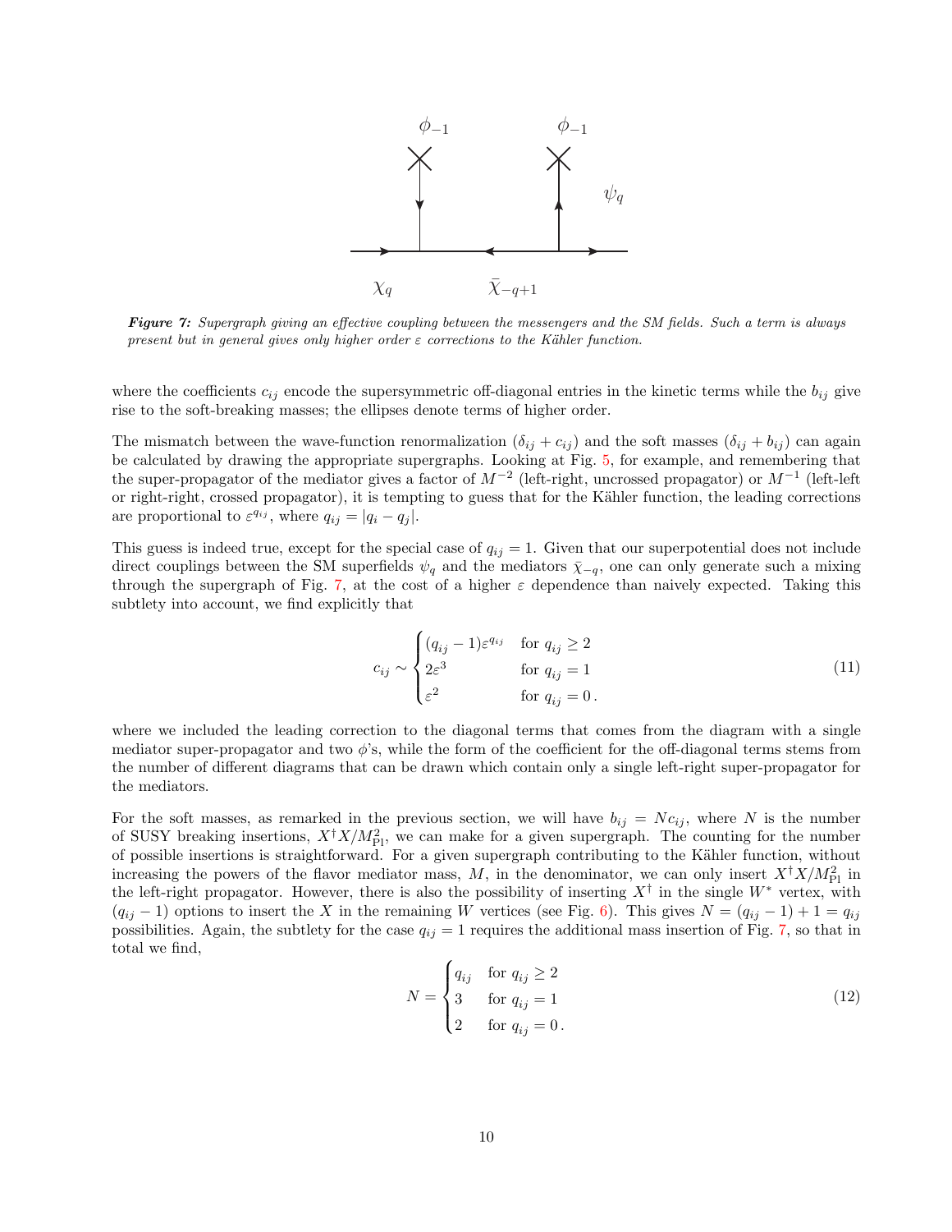Figure 7: Supergraph giving an effective coupling between the messengers and the SM fields. Such a term is always present but in general gives only higher order $\varepsilon$ corrections to the Kähler function.

where the coefficients $c_{ij}$ encode the supersymmetric off-diagonal entries in the kinetic terms while the $b_{ij}$ give rise to the soft-breaking masses; the ellipses denote terms of higher order.

The mismatch between the wave-function renormalization $(\delta_{ij} + c_{ij})$ and the soft masses $(\delta_{ij} + b_{ij})$ can again be calculated by drawing the appropriate supergraphs. Looking at Fig. 5, for example, and remembering that the super-propagator of the mediator gives a factor of $M^{-2}$ (left-right, uncrossed propagator) or $M^{-1}$ (left-left or right-right, crossed propagator), it is tempting to guess that for the Kähler function, the leading corrections are proportional to $\varepsilon^{q_{ij}}$, where $q_{ij} = |q_i - q_j|$.

This guess is indeed true, except for the special case of $q_{ij} = 1$. Given that our superpotential does not include direct couplings between the SM superfields $\psi_q$ and the mediators $\bar{\chi}_{-q}$, one can only generate such a mixing through the supergraph of Fig. 7, at the cost of a higher $\varepsilon$ dependence than naively expected. Taking this subtlety into account, we find explicitly that

$$c_{ij} \sim \begin{cases} (q_{ij} - 1)\varepsilon^{q_{ij}} & \text{for } q_{ij} \geq 2 \\ 2\varepsilon^3 & \text{for } q_{ij} = 1 \\ \varepsilon^2 & \text{for } q_{ij} = 0\,. \end{cases} \tag{11}$$

where we included the leading correction to the diagonal terms that comes from the diagram with a single mediator super-propagator and two $\phi$'s, while the form of the coefficient for the off-diagonal terms stems from the number of different diagrams that can be drawn which contain only a single left-right super-propagator for the mediators.

For the soft masses, as remarked in the previous section, we will have $b_{ij} = N c_{ij}$, where $N$ is the number of SUSY breaking insertions, $X^\dagger X / M_{\rm Pl}^2$, we can make for a given supergraph. The counting for the number of possible insertions is straightforward. For a given supergraph contributing to the Kähler function, without increasing the powers of the flavor mediator mass, $M$, in the denominator, we can only insert $X^\dagger X / M_{\rm Pl}^2$ in the left-right propagator. However, there is also the possibility of inserting $X^\dagger$ in the single $W^*$ vertex, with $(q_{ij} - 1)$ options to insert the $X$ in the remaining $W$ vertices (see Fig. 6). This gives $N = (q_{ij} - 1) + 1 = q_{ij}$ possibilities. Again, the subtlety for the case $q_{ij} = 1$ requires the additional mass insertion of Fig. 7, so that in total we find,

$$N = \begin{cases} q_{ij} & \text{for } q_{ij} \geq 2 \\ 3 & \text{for } q_{ij} = 1 \\ 2 & \text{for } q_{ij} = 0\,. \end{cases} \tag{12}$$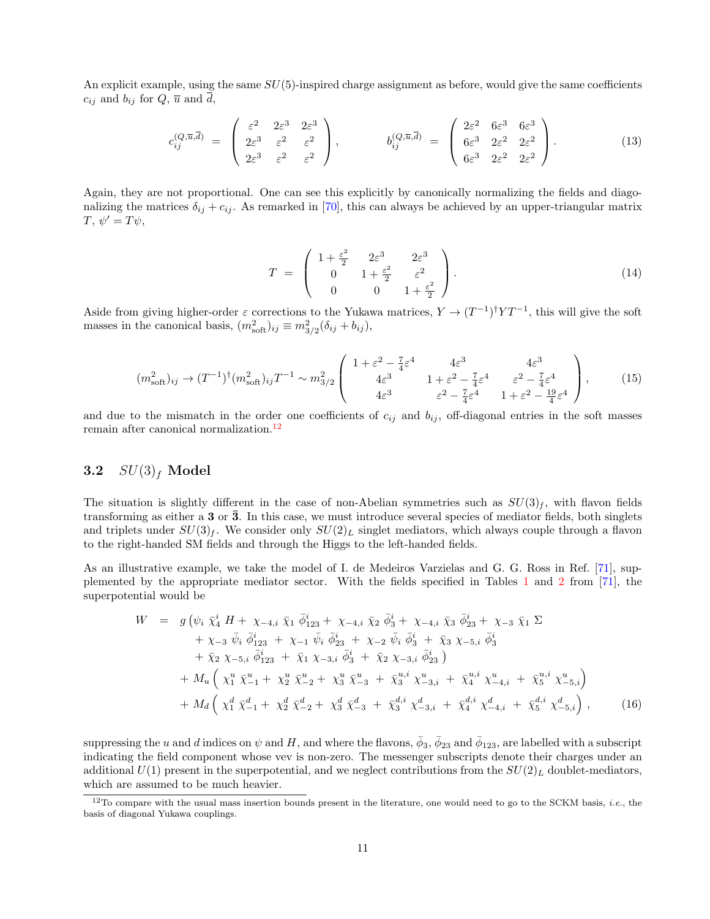An explicit example, using the same $SU(5)$-inspired charge assignment as before, would give the same coefficients $c_{ij}$ and $b_{ij}$ for $Q$, $\overline{u}$ and $\overline{d}$,

$$
c_{ij}^{(Q,\overline{u},\overline{d})} \;=\; \left(\begin{array}{ccc} \varepsilon^2 & 2\varepsilon^3 & 2\varepsilon^3 \\ 2\varepsilon^3 & \varepsilon^2 & \varepsilon^2 \\ 2\varepsilon^3 & \varepsilon^2 & \varepsilon^2 \end{array}\right), \qquad\qquad b_{ij}^{(Q,\overline{u},\overline{d})} \;=\; \left(\begin{array}{ccc} 2\varepsilon^2 & 6\varepsilon^3 & 6\varepsilon^3 \\ 6\varepsilon^3 & 2\varepsilon^2 & 2\varepsilon^2 \\ 6\varepsilon^3 & 2\varepsilon^2 & 2\varepsilon^2 \end{array}\right). \tag{13}
$$

Again, they are not proportional. One can see this explicitly by canonically normalizing the fields and diagonalizing the matrices $\delta_{ij} + c_{ij}$. As remarked in [70], this can always be achieved by an upper-triangular matrix $T$, $\psi' = T\psi$,

$$
T \;=\; \left(\begin{array}{ccc} 1+\frac{\varepsilon^2}{2} & 2\varepsilon^3 & 2\varepsilon^3 \\ 0 & 1+\frac{\varepsilon^2}{2} & \varepsilon^2 \\ 0 & 0 & 1+\frac{\varepsilon^2}{2} \end{array}\right). \tag{14}
$$

Aside from giving higher-order $\varepsilon$ corrections to the Yukawa matrices, $Y \to (T^{-1})^\dagger Y T^{-1}$, this will give the soft masses in the canonical basis, $(m^2_{\rm soft})_{ij} \equiv m^2_{3/2}(\delta_{ij} + b_{ij})$,

$$
(m^2_{\rm soft})_{ij} \to (T^{-1})^\dagger (m^2_{\rm soft})_{ij} T^{-1} \sim m^2_{3/2} \left(\begin{array}{ccc} 1+\varepsilon^2-\frac{7}{4}\varepsilon^4 & 4\varepsilon^3 & 4\varepsilon^3 \\ 4\varepsilon^3 & 1+\varepsilon^2-\frac{7}{4}\varepsilon^4 & \varepsilon^2-\frac{7}{4}\varepsilon^4 \\ 4\varepsilon^3 & \varepsilon^2-\frac{7}{4}\varepsilon^4 & 1+\varepsilon^2-\frac{19}{4}\varepsilon^4 \end{array}\right), \tag{15}
$$

and due to the mismatch in the order one coefficients of $c_{ij}$ and $b_{ij}$, off-diagonal entries in the soft masses remain after canonical normalization.[12]

### 3.2 $SU(3)_f$ Model

The situation is slightly different in the case of non-Abelian symmetries such as $SU(3)_f$, with flavon fields transforming as either a $\mathbf{3}$ or $\overline{\mathbf{3}}$. In this case, we must introduce several species of mediator fields, both singlets and triplets under $SU(3)_f$. We consider only $SU(2)_L$ singlet mediators, which always couple through a flavon to the right-handed SM fields and through the Higgs to the left-handed fields.

As an illustrative example, we take the model of I. de Medeiros Varzielas and G. G. Ross in Ref. [71], supplemented by the appropriate mediator sector. With the fields specified in Tables 1 and 2 from [71], the superpotential would be

$$
\begin{aligned}
W \;\;=\;\; & g\,\big(\psi_i\;\bar{\chi}_4^i\;H +\;\chi_{-4,i}\;\bar{\chi}_1\;\bar{\phi}_{123}^i +\;\chi_{-4,i}\;\bar{\chi}_2\;\bar{\phi}_3^i +\;\chi_{-4,i}\;\bar{\chi}_3\;\bar{\phi}_{23}^i +\;\chi_{-3}\;\bar{\chi}_1\;\Sigma \\
& \quad +\;\chi_{-3}\;\bar{\psi}_i\;\bar{\phi}_{123}^i \;+\;\chi_{-1}\;\bar{\psi}_i\;\bar{\phi}_{23}^i \;+\;\chi_{-2}\;\bar{\psi}_i\;\bar{\phi}_3^i \;+\;\bar{\chi}_3\;\chi_{-5,i}\;\bar{\phi}_3^i \\
& \quad +\;\bar{\chi}_2\;\chi_{-5,i}\;\bar{\phi}_{123}^i \;+\;\bar{\chi}_1\;\chi_{-3,i}\;\bar{\phi}_3^i \;+\;\bar{\chi}_2\;\chi_{-3,i}\;\bar{\phi}_{23}^i\;\big) \\
& +\, M_u \Big(\;\chi_1^u\;\bar{\chi}_{-1}^u +\;\chi_2^u\;\bar{\chi}_{-2}^u +\;\chi_3^u\;\bar{\chi}_{-3}^u \;+\;\bar{\chi}_3^{u,i}\;\chi_{-3,i}^u \;+\;\bar{\chi}_4^{u,i}\;\chi_{-4,i}^u \;+\;\bar{\chi}_5^{u,i}\;\chi_{-5,i}^u\Big) \\
& +\, M_d \Big(\;\chi_1^d\;\bar{\chi}_{-1}^d +\;\chi_2^d\;\bar{\chi}_{-2}^d +\;\chi_3^d\;\bar{\chi}_{-3}^d \;+\;\bar{\chi}_3^{d,i}\;\chi_{-3,i}^d \;+\;\bar{\chi}_4^{d,i}\;\chi_{-4,i}^d \;+\;\bar{\chi}_5^{d,i}\;\chi_{-5,i}^d\Big)\,,
\end{aligned} \tag{16}
$$

suppressing the $u$ and $d$ indices on $\psi$ and $H$, and where the flavons, $\bar{\phi}_3$, $\bar{\phi}_{23}$ and $\bar{\phi}_{123}$, are labelled with a subscript indicating the field component whose vev is non-zero. The messenger subscripts denote their charges under an additional $U(1)$ present in the superpotential, and we neglect contributions from the $SU(2)_L$ doublet-mediators, which are assumed to be much heavier.

[12] To compare with the usual mass insertion bounds present in the literature, one would need to go to the SCKM basis, *i.e.*, the basis of diagonal Yukawa couplings.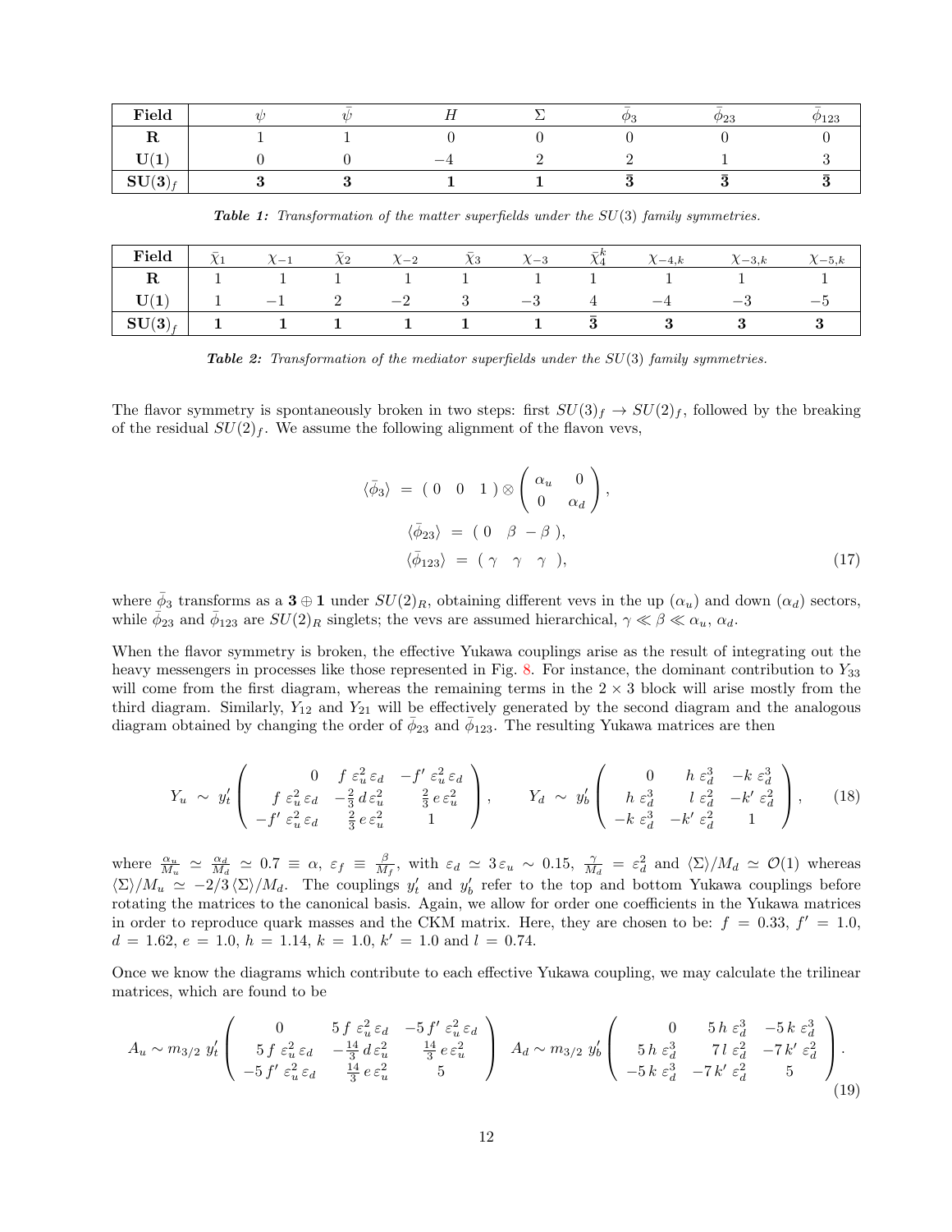| **Field** | $\psi$ | $\bar{\psi}$ | $H$ | $\Sigma$ | $\bar{\phi}_3$ | $\bar{\phi}_{23}$ | $\bar{\phi}_{123}$ |
|---|---|---|---|---|---|---|---|
| **R** | 1 | 1 | 0 | 0 | 0 | 0 | 0 |
| **U(1)** | 0 | 0 | $-4$ | 2 | 2 | 1 | 3 |
| $\mathbf{SU(3)}_f$ | **3** | **3** | **1** | **1** | $\bar{\mathbf{3}}$ | $\bar{\mathbf{3}}$ | $\bar{\mathbf{3}}$ |

***Table 1:*** *Transformation of the matter superfields under the $SU(3)$ family symmetries.*

| **Field** | $\bar{\chi}_1$ | $\chi_{-1}$ | $\bar{\chi}_2$ | $\chi_{-2}$ | $\bar{\chi}_3$ | $\chi_{-3}$ | $\bar{\chi}_4^k$ | $\chi_{-4,k}$ | $\chi_{-3,k}$ | $\chi_{-5,k}$ |
|---|---|---|---|---|---|---|---|---|---|---|
| **R** | 1 | 1 | 1 | 1 | 1 | 1 | 1 | 1 | 1 | 1 |
| **U(1)** | 1 | $-1$ | 2 | $-2$ | 3 | $-3$ | 4 | $-4$ | $-3$ | $-5$ |
| $\mathbf{SU(3)}_f$ | **1** | **1** | **1** | **1** | **1** | **1** | $\bar{\mathbf{3}}$ | **3** | **3** | **3** |

***Table 2:*** *Transformation of the mediator superfields under the $SU(3)$ family symmetries.*

The flavor symmetry is spontaneously broken in two steps: first $SU(3)_f \to SU(2)_f$, followed by the breaking of the residual $SU(2)_f$. We assume the following alignment of the flavon vevs,

$$
\begin{aligned}
\langle\bar{\phi}_3\rangle &= \begin{pmatrix} 0 & 0 & 1 \end{pmatrix} \otimes \begin{pmatrix} \alpha_u & 0 \\ 0 & \alpha_d \end{pmatrix}, \\
\langle\bar{\phi}_{23}\rangle &= \begin{pmatrix} 0 & \beta & -\beta \end{pmatrix}, \\
\langle\bar{\phi}_{123}\rangle &= \begin{pmatrix} \gamma & \gamma & \gamma \end{pmatrix},
\end{aligned}
\tag{17}
$$

where $\bar{\phi}_3$ transforms as a $\mathbf{3} \oplus \mathbf{1}$ under $SU(2)_R$, obtaining different vevs in the up ($\alpha_u$) and down ($\alpha_d$) sectors, while $\bar{\phi}_{23}$ and $\bar{\phi}_{123}$ are $SU(2)_R$ singlets; the vevs are assumed hierarchical, $\gamma \ll \beta \ll \alpha_u,\, \alpha_d$.

When the flavor symmetry is broken, the effective Yukawa couplings arise as the result of integrating out the heavy messengers in processes like those represented in Fig. 8. For instance, the dominant contribution to $Y_{33}$ will come from the first diagram, whereas the remaining terms in the $2 \times 3$ block will arise mostly from the third diagram. Similarly, $Y_{12}$ and $Y_{21}$ will be effectively generated by the second diagram and the analogous diagram obtained by changing the order of $\bar{\phi}_{23}$ and $\bar{\phi}_{123}$. The resulting Yukawa matrices are then

$$
Y_u \;\sim\; y_t' \begin{pmatrix} 0 & f\,\varepsilon_u^2\,\varepsilon_d & -f'\,\varepsilon_u^2\,\varepsilon_d \\ f\,\varepsilon_u^2\,\varepsilon_d & -\frac{2}{3}\,d\,\varepsilon_u^2 & \frac{2}{3}\,e\,\varepsilon_u^2 \\ -f'\,\varepsilon_u^2\,\varepsilon_d & \frac{2}{3}\,e\,\varepsilon_u^2 & 1 \end{pmatrix}, \qquad Y_d \;\sim\; y_b' \begin{pmatrix} 0 & h\,\varepsilon_d^3 & -k\,\varepsilon_d^3 \\ h\,\varepsilon_d^3 & l\,\varepsilon_d^2 & -k'\,\varepsilon_d^2 \\ -k\,\varepsilon_d^3 & -k'\,\varepsilon_d^2 & 1 \end{pmatrix}, \tag{18}
$$

where $\frac{\alpha_u}{M_u} \simeq \frac{\alpha_d}{M_d} \simeq 0.7 \equiv \alpha$, $\varepsilon_f \equiv \frac{\beta}{M_f}$, with $\varepsilon_d \simeq 3\,\varepsilon_u \sim 0.15$, $\frac{\gamma}{M_d} = \varepsilon_d^2$ and $\langle\Sigma\rangle/M_d \simeq \mathcal{O}(1)$ whereas $\langle\Sigma\rangle/M_u \simeq -2/3\,\langle\Sigma\rangle/M_d$. The couplings $y_t'$ and $y_b'$ refer to the top and bottom Yukawa couplings before rotating the matrices to the canonical basis. Again, we allow for order one coefficients in the Yukawa matrices in order to reproduce quark masses and the CKM matrix. Here, they are chosen to be: $f = 0.33$, $f' = 1.0$, $d = 1.62$, $e = 1.0$, $h = 1.14$, $k = 1.0$, $k' = 1.0$ and $l = 0.74$.

Once we know the diagrams which contribute to each effective Yukawa coupling, we may calculate the trilinear matrices, which are found to be

$$
A_u \sim m_{3/2}\; y_t' \begin{pmatrix} 0 & 5\,f\,\varepsilon_u^2\,\varepsilon_d & -5\,f'\,\varepsilon_u^2\,\varepsilon_d \\ 5\,f\,\varepsilon_u^2\,\varepsilon_d & -\frac{14}{3}\,d\,\varepsilon_u^2 & \frac{14}{3}\,e\,\varepsilon_u^2 \\ -5\,f'\,\varepsilon_u^2\,\varepsilon_d & \frac{14}{3}\,e\,\varepsilon_u^2 & 5 \end{pmatrix} \quad A_d \sim m_{3/2}\; y_b' \begin{pmatrix} 0 & 5\,h\,\varepsilon_d^3 & -5\,k\,\varepsilon_d^3 \\ 5\,h\,\varepsilon_d^3 & 7\,l\,\varepsilon_d^2 & -7\,k'\,\varepsilon_d^2 \\ -5\,k\,\varepsilon_d^3 & -7\,k'\,\varepsilon_d^2 & 5 \end{pmatrix}. \tag{19}
$$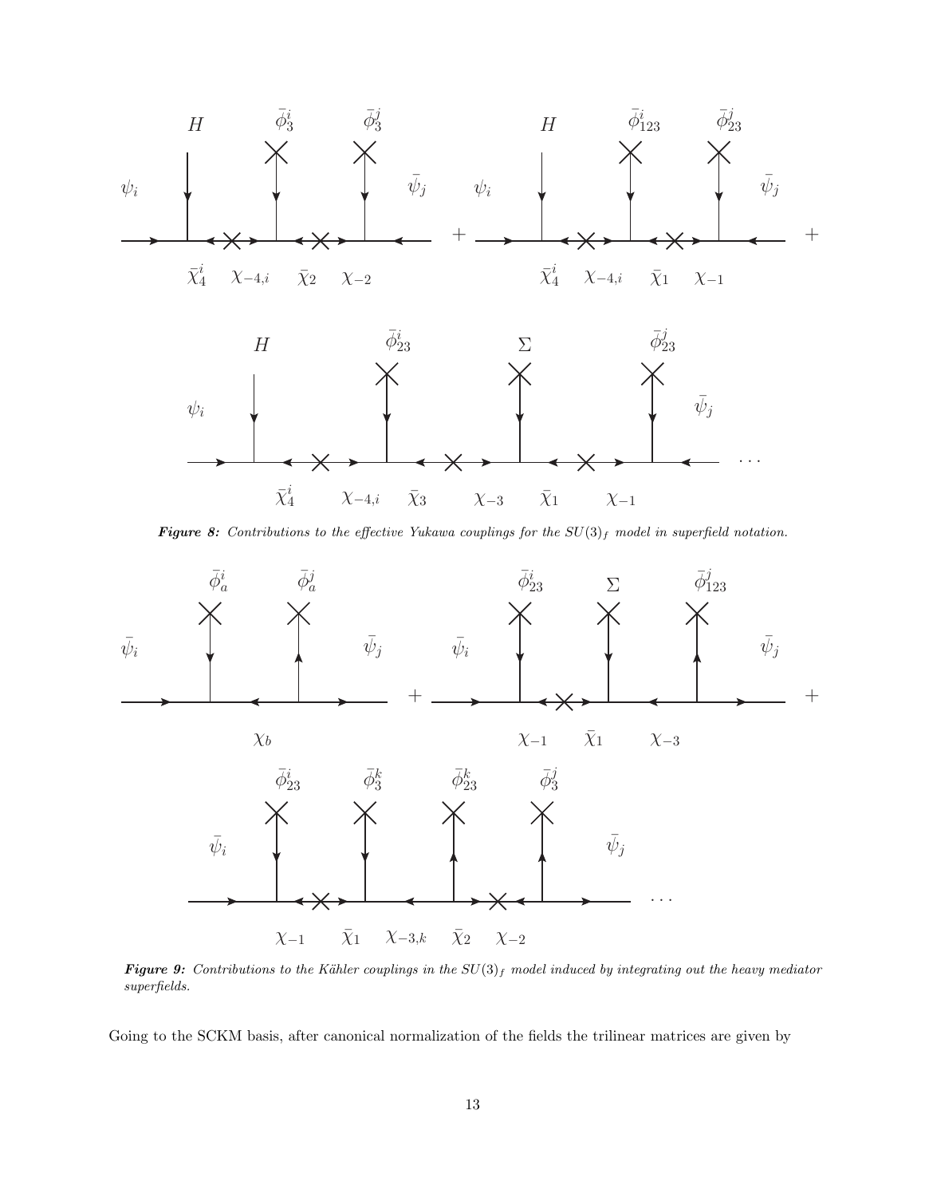**Figure 8:** *Contributions to the effective Yukawa couplings for the $SU(3)_f$ model in superfield notation.*

**Figure 9:** *Contributions to the Kähler couplings in the $SU(3)_f$ model induced by integrating out the heavy mediator superfields.*

Going to the SCKM basis, after canonical normalization of the fields the trilinear matrices are given by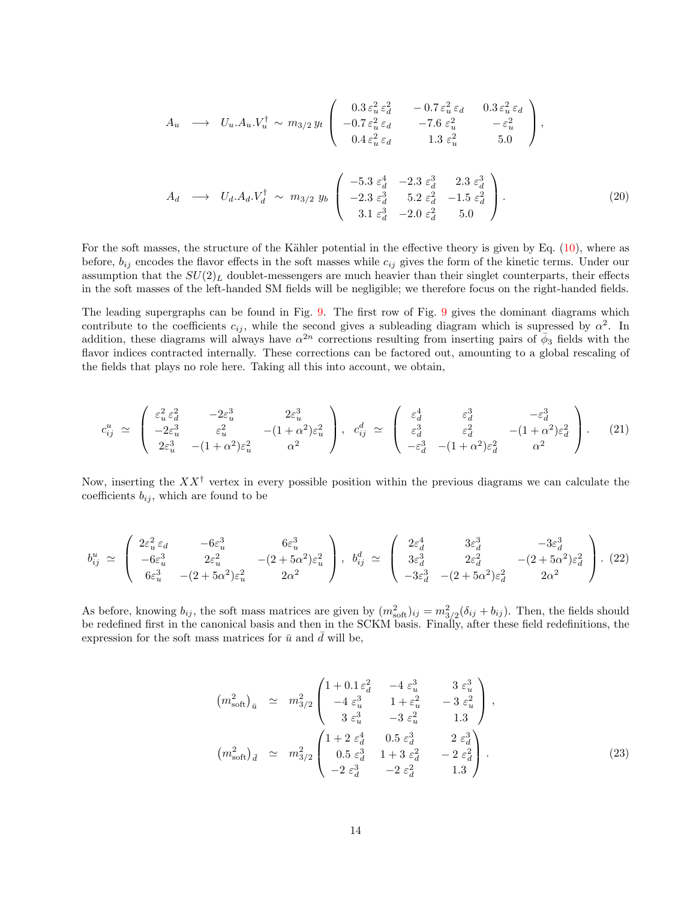$$
A_u \;\longrightarrow\; U_u.A_u.V_u^\dagger \;\sim\; m_{3/2}\, y_t \begin{pmatrix} 0.3\,\varepsilon_u^2\,\varepsilon_d^2 & -0.7\,\varepsilon_u^2\,\varepsilon_d & 0.3\,\varepsilon_u^2\,\varepsilon_d \\ -0.7\,\varepsilon_u^2\,\varepsilon_d & -7.6\;\varepsilon_u^2 & -\varepsilon_u^2 \\ 0.4\,\varepsilon_u^2\,\varepsilon_d & 1.3\;\varepsilon_u^2 & 5.0 \end{pmatrix},
$$

$$
A_d \;\longrightarrow\; U_d.A_d.V_d^\dagger \;\sim\; m_{3/2}\; y_b \begin{pmatrix} -5.3\;\varepsilon_d^4 & -2.3\;\varepsilon_d^3 & 2.3\;\varepsilon_d^3 \\ -2.3\;\varepsilon_d^3 & 5.2\;\varepsilon_d^2 & -1.5\;\varepsilon_d^2 \\ 3.1\;\varepsilon_d^3 & -2.0\;\varepsilon_d^2 & 5.0 \end{pmatrix}. \tag{20}
$$

For the soft masses, the structure of the Kähler potential in the effective theory is given by Eq. (10), where as before, $b_{ij}$ encodes the flavor effects in the soft masses while $c_{ij}$ gives the form of the kinetic terms. Under our assumption that the $SU(2)_L$ doublet-messengers are much heavier than their singlet counterparts, their effects in the soft masses of the left-handed SM fields will be negligible; we therefore focus on the right-handed fields.

The leading supergraphs can be found in Fig. 9. The first row of Fig. 9 gives the dominant diagrams which contribute to the coefficients $c_{ij}$, while the second gives a subleading diagram which is supressed by $\alpha^2$. In addition, these diagrams will always have $\alpha^{2n}$ corrections resulting from inserting pairs of $\bar{\phi}_3$ fields with the flavor indices contracted internally. These corrections can be factored out, amounting to a global rescaling of the fields that plays no role here. Taking all this into account, we obtain,

$$
c_{ij}^u \;\simeq\; \begin{pmatrix} \varepsilon_u^2\,\varepsilon_d^2 & -2\varepsilon_u^3 & 2\varepsilon_u^3 \\ -2\varepsilon_u^3 & \varepsilon_u^2 & -(1+\alpha^2)\varepsilon_u^2 \\ 2\varepsilon_u^3 & -(1+\alpha^2)\varepsilon_u^2 & \alpha^2 \end{pmatrix},\;\; c_{ij}^d \;\simeq\; \begin{pmatrix} \varepsilon_d^4 & \varepsilon_d^3 & -\varepsilon_d^3 \\ \varepsilon_d^3 & \varepsilon_d^2 & -(1+\alpha^2)\varepsilon_d^2 \\ -\varepsilon_d^3 & -(1+\alpha^2)\varepsilon_d^2 & \alpha^2 \end{pmatrix}. \tag{21}
$$

Now, inserting the $XX^\dagger$ vertex in every possible position within the previous diagrams we can calculate the coefficients $b_{ij}$, which are found to be

$$
b_{ij}^u \;\simeq\; \begin{pmatrix} 2\varepsilon_u^2\,\varepsilon_d & -6\varepsilon_u^3 & 6\varepsilon_u^3 \\ -6\varepsilon_u^3 & 2\varepsilon_u^2 & -(2+5\alpha^2)\varepsilon_u^2 \\ 6\varepsilon_u^3 & -(2+5\alpha^2)\varepsilon_u^2 & 2\alpha^2 \end{pmatrix},\;\; b_{ij}^d \;\simeq\; \begin{pmatrix} 2\varepsilon_d^4 & 3\varepsilon_d^3 & -3\varepsilon_d^3 \\ 3\varepsilon_d^3 & 2\varepsilon_d^2 & -(2+5\alpha^2)\varepsilon_d^2 \\ -3\varepsilon_d^3 & -(2+5\alpha^2)\varepsilon_d^2 & 2\alpha^2 \end{pmatrix}. \tag{22}
$$

As before, knowing $b_{ij}$, the soft mass matrices are given by $(m^2_{\rm soft})_{ij} = m^2_{3/2}(\delta_{ij} + b_{ij})$. Then, the fields should be redefined first in the canonical basis and then in the SCKM basis. Finally, after these field redefinitions, the expression for the soft mass matrices for $\bar{u}$ and $\bar{d}$ will be,

$$
\begin{aligned}
\left(m^2_{\rm soft}\right)_{\bar{u}} \;&\simeq\; m^2_{3/2}\begin{pmatrix} 1+0.1\,\varepsilon_d^2 & -4\;\varepsilon_u^3 & 3\;\varepsilon_u^3 \\ -4\;\varepsilon_u^3 & 1+\varepsilon_u^2 & -\,3\;\varepsilon_u^2 \\ 3\;\varepsilon_u^3 & -3\;\varepsilon_u^2 & 1.3 \end{pmatrix}, \\
\left(m^2_{\rm soft}\right)_{\bar{d}} \;&\simeq\; m^2_{3/2}\begin{pmatrix} 1+2\;\varepsilon_d^4 & 0.5\;\varepsilon_d^3 & 2\;\varepsilon_d^3 \\ 0.5\;\varepsilon_d^3 & 1+3\;\varepsilon_d^2 & -\,2\;\varepsilon_d^2 \\ -2\;\varepsilon_d^3 & -2\;\varepsilon_d^2 & 1.3 \end{pmatrix}.
\end{aligned} \tag{23}
$$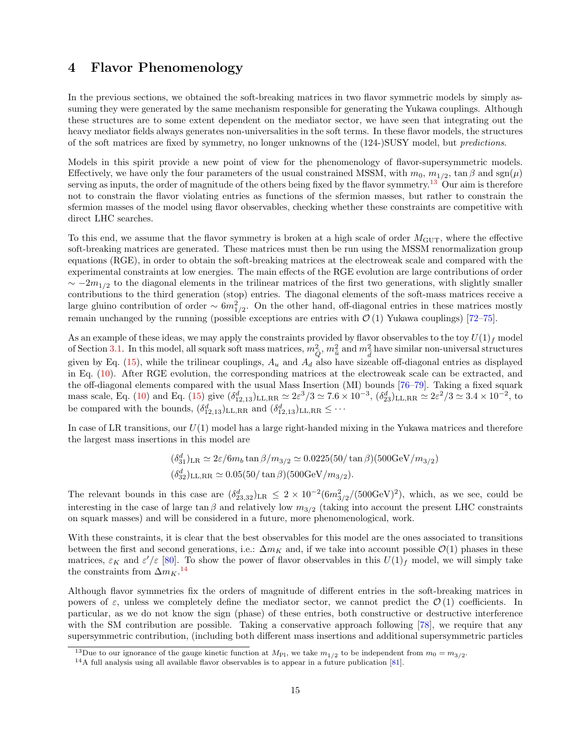## 4 Flavor Phenomenology

In the previous sections, we obtained the soft-breaking matrices in two flavor symmetric models by simply assuming they were generated by the same mechanism responsible for generating the Yukawa couplings. Although these structures are to some extent dependent on the mediator sector, we have seen that integrating out the heavy mediator fields always generates non-universalities in the soft terms. In these flavor models, the structures of the soft matrices are fixed by symmetry, no longer unknowns of the (124-)SUSY model, but *predictions*.

Models in this spirit provide a new point of view for the phenomenology of flavor-supersymmetric models. Effectively, we have only the four parameters of the usual constrained MSSM, with $m_0$, $m_{1/2}$, $\tan\beta$ and $\mathrm{sgn}(\mu)$ serving as inputs, the order of magnitude of the others being fixed by the flavor symmetry.[13] Our aim is therefore not to constrain the flavor violating entries as functions of the sfermion masses, but rather to constrain the sfermion masses of the model using flavor observables, checking whether these constraints are competitive with direct LHC searches.

To this end, we assume that the flavor symmetry is broken at a high scale of order $M_{\rm GUT}$, where the effective soft-breaking matrices are generated. These matrices must then be run using the MSSM renormalization group equations (RGE), in order to obtain the soft-breaking matrices at the electroweak scale and compared with the experimental constraints at low energies. The main effects of the RGE evolution are large contributions of order $\sim -2m_{1/2}$ to the diagonal elements in the trilinear matrices of the first two generations, with slightly smaller contributions to the third generation (stop) entries. The diagonal elements of the soft-mass matrices receive a large gluino contribution of order $\sim 6m_{1/2}^2$. On the other hand, off-diagonal entries in these matrices mostly remain unchanged by the running (possible exceptions are entries with $\mathcal{O}(1)$ Yukawa couplings) [72–75].

As an example of these ideas, we may apply the constraints provided by flavor observables to the toy $U(1)_f$ model of Section 3.1. In this model, all squark soft mass matrices, $m^2_{\tilde{Q}}$, $m^2_{\tilde{u}}$ and $m^2_{\tilde{d}}$ have similar non-universal structures given by Eq. (15), while the trilinear couplings, $A_u$ and $A_d$ also have sizeable off-diagonal entries as displayed in Eq. (10). After RGE evolution, the corresponding matrices at the electroweak scale can be extracted, and the off-diagonal elements compared with the usual Mass Insertion (MI) bounds [76–79]. Taking a fixed squark mass scale, Eq. (10) and Eq. (15) give $(\delta^d_{12,13})_{\rm LL,RR} \simeq 2\varepsilon^3/3 \simeq 7.6\times 10^{-3}$, $(\delta^d_{23})_{\rm LL,RR} \simeq 2\varepsilon^2/3 \simeq 3.4\times 10^{-2}$, to be compared with the bounds, $(\delta^d_{12,13})_{\rm LL,RR}$ and $(\delta^d_{12,13})_{\rm LL,RR} \leq \cdots$

In case of LR transitions, our $U(1)$ model has a large right-handed mixing in the Yukawa matrices and therefore the largest mass insertions in this model are

$$
\begin{aligned}
(\delta^d_{31})_{\rm LR} &\simeq 2\varepsilon/6 m_b \tan\beta/m_{3/2} \simeq 0.0225(50/\tan\beta)(500\mathrm{GeV}/m_{3/2})\\
(\delta^d_{32})_{\rm LL,RR} &\simeq 0.05(50/\tan\beta)(500\mathrm{GeV}/m_{3/2}).
\end{aligned}
$$

The relevant bounds in this case are $(\delta^d_{23,32})_{\rm LR} \leq 2\times 10^{-2}(6m^2_{3/2}/(500\mathrm{GeV})^2)$, which, as we see, could be interesting in the case of large $\tan\beta$ and relatively low $m_{3/2}$ (taking into account the present LHC constraints on squark masses) and will be considered in a future, more phenomenological, work.

With these constraints, it is clear that the best observables for this model are the ones associated to transitions between the first and second generations, i.e.: $\Delta m_K$ and, if we take into account possible $\mathcal{O}(1)$ phases in these matrices, $\varepsilon_K$ and $\varepsilon'/\varepsilon$ [80]. To show the power of flavor observables in this $U(1)_f$ model, we will simply take the constraints from $\Delta m_K$.[14]

Although flavor symmetries fix the orders of magnitude of different entries in the soft-breaking matrices in powers of $\varepsilon$, unless we completely define the mediator sector, we cannot predict the $\mathcal{O}(1)$ coefficients. In particular, as we do not know the sign (phase) of these entries, both constructive or destructive interference with the SM contribution are possible. Taking a conservative approach following [78], we require that any supersymmetric contribution, (including both different mass insertions and additional supersymmetric particles

---

[13] Due to our ignorance of the gauge kinetic function at $M_{\rm Pl}$, we take $m_{1/2}$ to be independent from $m_0 = m_{3/2}$.

[14] A full analysis using all available flavor observables is to appear in a future publication [81].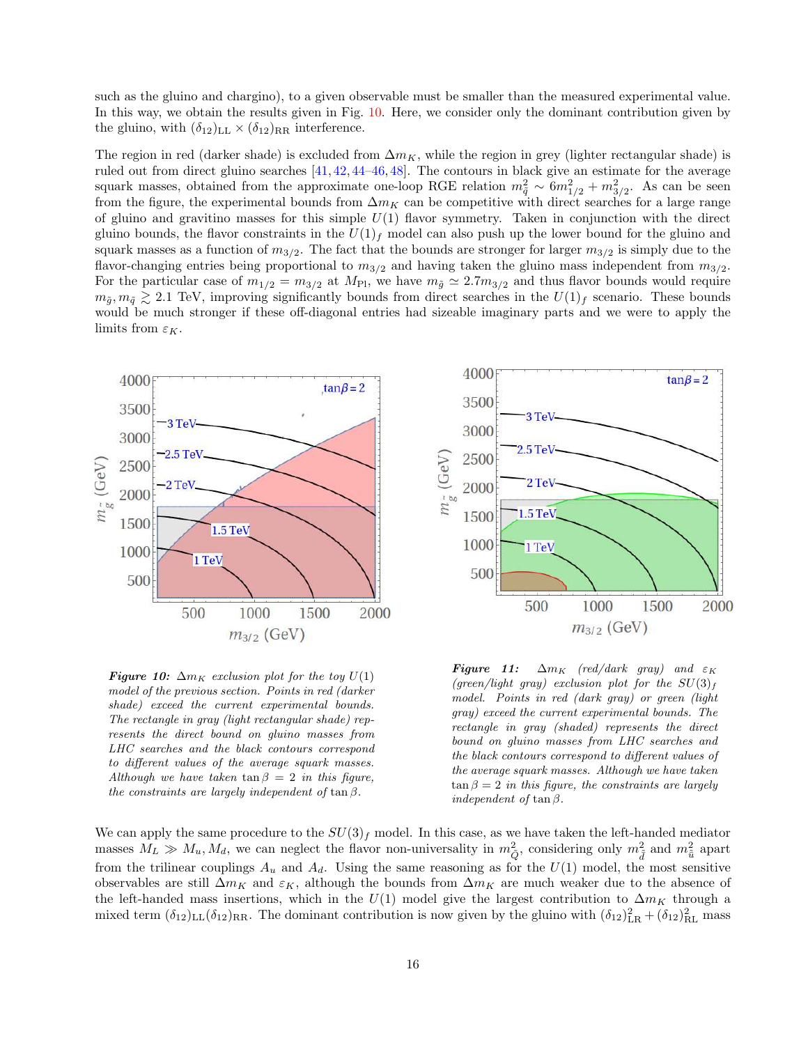such as the gluino and chargino), to a given observable must be smaller than the measured experimental value. In this way, we obtain the results given in Fig. 10. Here, we consider only the dominant contribution given by the gluino, with $(\delta_{12})_{\rm LL} \times (\delta_{12})_{\rm RR}$ interference.

The region in red (darker shade) is excluded from $\Delta m_K$, while the region in grey (lighter rectangular shade) is ruled out from direct gluino searches [41, 42, 44–46, 48]. The contours in black give an estimate for the average squark masses, obtained from the approximate one-loop RGE relation $m_{\tilde{q}}^2 \sim 6m_{1/2}^2 + m_{3/2}^2$. As can be seen from the figure, the experimental bounds from $\Delta m_K$ can be competitive with direct searches for a large range of gluino and gravitino masses for this simple $U(1)$ flavor symmetry. Taken in conjunction with the direct gluino bounds, the flavor constraints in the $U(1)_f$ model can also push up the lower bound for the gluino and squark masses as a function of $m_{3/2}$. The fact that the bounds are stronger for larger $m_{3/2}$ is simply due to the flavor-changing entries being proportional to $m_{3/2}$ and having taken the gluino mass independent from $m_{3/2}$. For the particular case of $m_{1/2} = m_{3/2}$ at $M_{\rm Pl}$, we have $m_{\tilde{g}} \simeq 2.7 m_{3/2}$ and thus flavor bounds would require $m_{\tilde{g}}, m_{\tilde{q}} \gtrsim 2.1$ TeV, improving significantly bounds from direct searches in the $U(1)_f$ scenario. These bounds would be much stronger if these off-diagonal entries had sizeable imaginary parts and we were to apply the limits from $\varepsilon_K$.

*Figure 10: $\Delta m_K$ exclusion plot for the toy $U(1)$ model of the previous section. Points in red (darker shade) exceed the current experimental bounds. The rectangle in gray (light rectangular shade) represents the direct bound on gluino masses from LHC searches and the black contours correspond to different values of the average squark masses. Although we have taken $\tan\beta = 2$ in this figure, the constraints are largely independent of $\tan\beta$.*

*Figure 11: $\Delta m_K$ (red/dark gray) and $\varepsilon_K$ (green/light gray) exclusion plot for the $SU(3)_f$ model. Points in red (dark gray) or green (light gray) exceed the current experimental bounds. The rectangle in gray (shaded) represents the direct bound on gluino masses from LHC searches and the black contours correspond to different values of the average squark masses. Although we have taken $\tan\beta = 2$ in this figure, the constraints are largely independent of $\tan\beta$.*

We can apply the same procedure to the $SU(3)_f$ model. In this case, as we have taken the left-handed mediator masses $M_L \gg M_u, M_d$, we can neglect the flavor non-universality in $m_{\tilde{Q}}^2$, considering only $m_{\tilde{d}}^2$ and $m_{\tilde{u}}^2$ apart from the trilinear couplings $A_u$ and $A_d$. Using the same reasoning as for the $U(1)$ model, the most sensitive observables are still $\Delta m_K$ and $\varepsilon_K$, although the bounds from $\Delta m_K$ are much weaker due to the absence of the left-handed mass insertions, which in the $U(1)$ model give the largest contribution to $\Delta m_K$ through a mixed term $(\delta_{12})_{\rm LL}(\delta_{12})_{\rm RR}$. The dominant contribution is now given by the gluino with $(\delta_{12})_{\rm LR}^2 + (\delta_{12})_{\rm RL}^2$ mass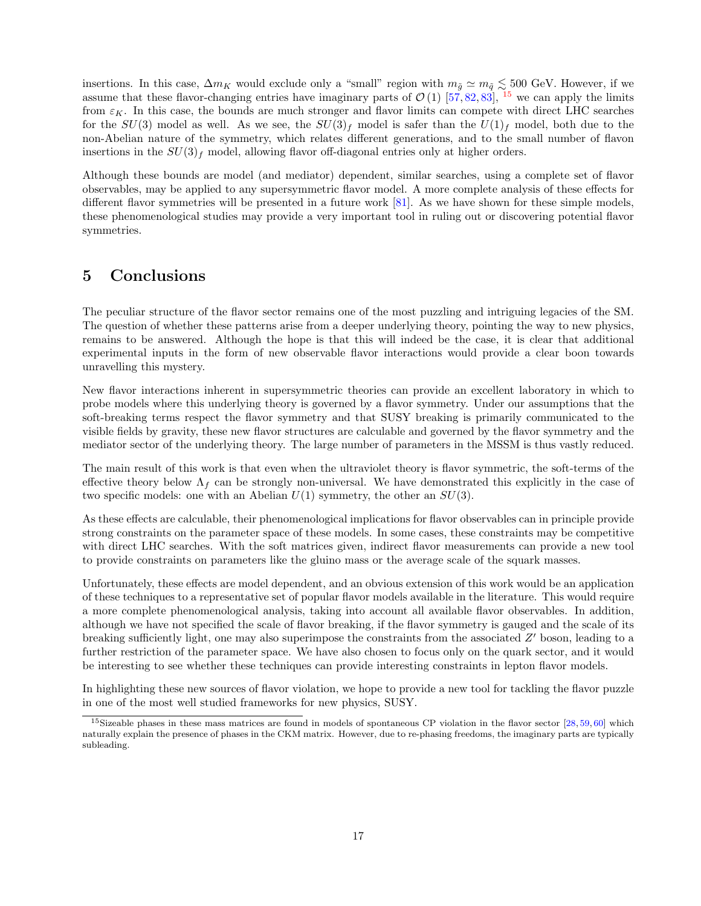insertions. In this case, $\Delta m_K$ would exclude only a "small" region with $m_{\tilde{g}} \simeq m_{\tilde{q}} \lesssim 500$ GeV. However, if we assume that these flavor-changing entries have imaginary parts of $\mathcal{O}(1)$ [57, 82, 83], [15] we can apply the limits from $\varepsilon_K$. In this case, the bounds are much stronger and flavor limits can compete with direct LHC searches for the $SU(3)$ model as well. As we see, the $SU(3)_f$ model is safer than the $U(1)_f$ model, both due to the non-Abelian nature of the symmetry, which relates different generations, and to the small number of flavon insertions in the $SU(3)_f$ model, allowing flavor off-diagonal entries only at higher orders.

Although these bounds are model (and mediator) dependent, similar searches, using a complete set of flavor observables, may be applied to any supersymmetric flavor model. A more complete analysis of these effects for different flavor symmetries will be presented in a future work [81]. As we have shown for these simple models, these phenomenological studies may provide a very important tool in ruling out or discovering potential flavor symmetries.

# 5 Conclusions

The peculiar structure of the flavor sector remains one of the most puzzling and intriguing legacies of the SM. The question of whether these patterns arise from a deeper underlying theory, pointing the way to new physics, remains to be answered. Although the hope is that this will indeed be the case, it is clear that additional experimental inputs in the form of new observable flavor interactions would provide a clear boon towards unravelling this mystery.

New flavor interactions inherent in supersymmetric theories can provide an excellent laboratory in which to probe models where this underlying theory is governed by a flavor symmetry. Under our assumptions that the soft-breaking terms respect the flavor symmetry and that SUSY breaking is primarily communicated to the visible fields by gravity, these new flavor structures are calculable and governed by the flavor symmetry and the mediator sector of the underlying theory. The large number of parameters in the MSSM is thus vastly reduced.

The main result of this work is that even when the ultraviolet theory is flavor symmetric, the soft-terms of the effective theory below $\Lambda_f$ can be strongly non-universal. We have demonstrated this explicitly in the case of two specific models: one with an Abelian $U(1)$ symmetry, the other an $SU(3)$.

As these effects are calculable, their phenomenological implications for flavor observables can in principle provide strong constraints on the parameter space of these models. In some cases, these constraints may be competitive with direct LHC searches. With the soft matrices given, indirect flavor measurements can provide a new tool to provide constraints on parameters like the gluino mass or the average scale of the squark masses.

Unfortunately, these effects are model dependent, and an obvious extension of this work would be an application of these techniques to a representative set of popular flavor models available in the literature. This would require a more complete phenomenological analysis, taking into account all available flavor observables. In addition, although we have not specified the scale of flavor breaking, if the flavor symmetry is gauged and the scale of its breaking sufficiently light, one may also superimpose the constraints from the associated $Z'$ boson, leading to a further restriction of the parameter space. We have also chosen to focus only on the quark sector, and it would be interesting to see whether these techniques can provide interesting constraints in lepton flavor models.

In highlighting these new sources of flavor violation, we hope to provide a new tool for tackling the flavor puzzle in one of the most well studied frameworks for new physics, SUSY.

[15] Sizeable phases in these mass matrices are found in models of spontaneous CP violation in the flavor sector [28, 59, 60] which naturally explain the presence of phases in the CKM matrix. However, due to re-phasing freedoms, the imaginary parts are typically subleading.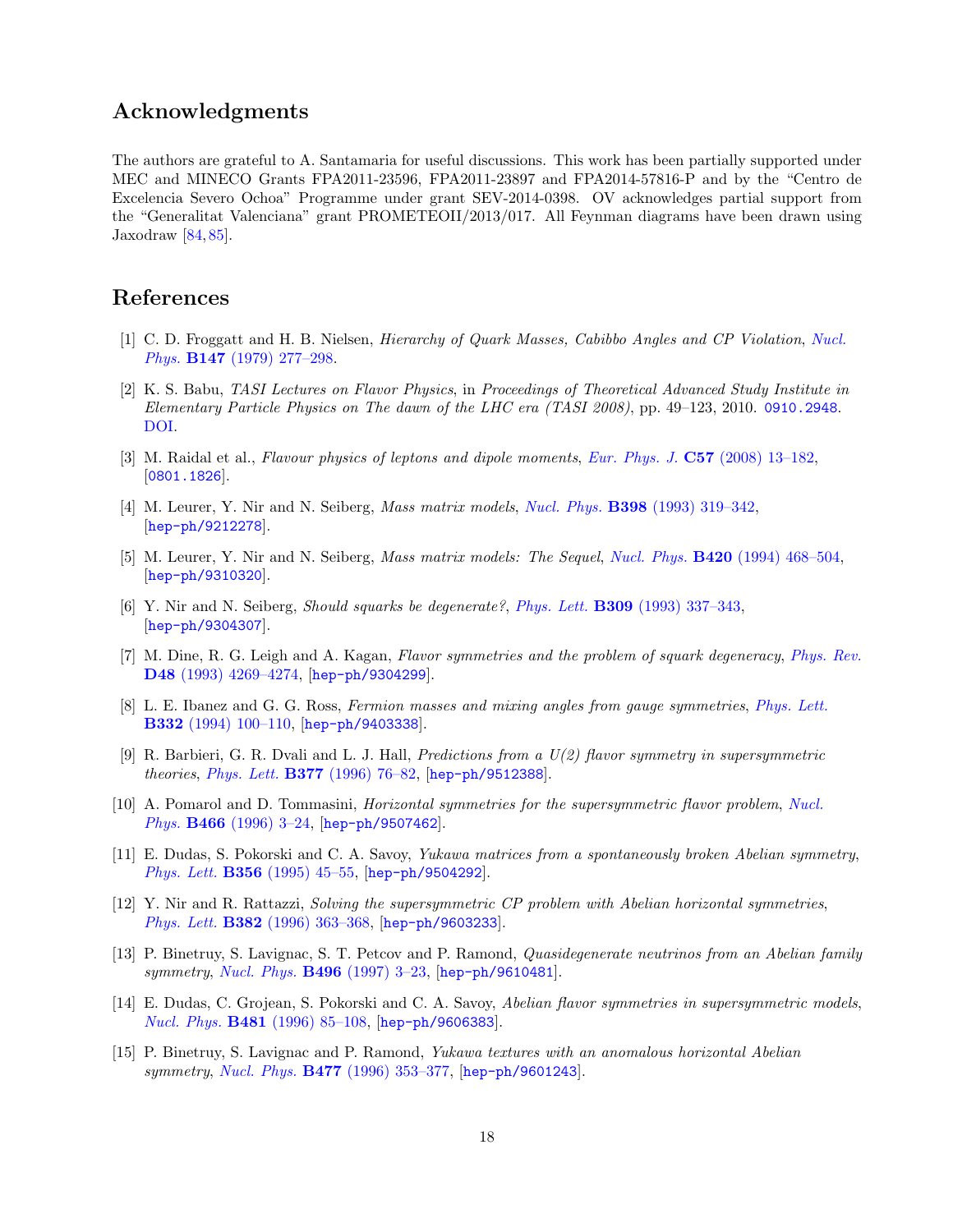## Acknowledgments

The authors are grateful to A. Santamaria for useful discussions. This work has been partially supported under MEC and MINECO Grants FPA2011-23596, FPA2011-23897 and FPA2014-57816-P and by the "Centro de Excelencia Severo Ochoa" Programme under grant SEV-2014-0398. OV acknowledges partial support from the "Generalitat Valenciana" grant PROMETEOII/2013/017. All Feynman diagrams have been drawn using Jaxodraw [84, 85].

## References

[1] C. D. Froggatt and H. B. Nielsen, *Hierarchy of Quark Masses, Cabibbo Angles and CP Violation*, *Nucl. Phys.* **B147** (1979) 277–298.

[2] K. S. Babu, *TASI Lectures on Flavor Physics*, in *Proceedings of Theoretical Advanced Study Institute in Elementary Particle Physics on The dawn of the LHC era (TASI 2008)*, pp. 49–123, 2010. 0910.2948. DOI.

[3] M. Raidal et al., *Flavour physics of leptons and dipole moments*, *Eur. Phys. J.* **C57** (2008) 13–182, [0801.1826].

[4] M. Leurer, Y. Nir and N. Seiberg, *Mass matrix models*, *Nucl. Phys.* **B398** (1993) 319–342, [hep-ph/9212278].

[5] M. Leurer, Y. Nir and N. Seiberg, *Mass matrix models: The Sequel*, *Nucl. Phys.* **B420** (1994) 468–504, [hep-ph/9310320].

[6] Y. Nir and N. Seiberg, *Should squarks be degenerate?*, *Phys. Lett.* **B309** (1993) 337–343, [hep-ph/9304307].

[7] M. Dine, R. G. Leigh and A. Kagan, *Flavor symmetries and the problem of squark degeneracy*, *Phys. Rev.* **D48** (1993) 4269–4274, [hep-ph/9304299].

[8] L. E. Ibanez and G. G. Ross, *Fermion masses and mixing angles from gauge symmetries*, *Phys. Lett.* **B332** (1994) 100–110, [hep-ph/9403338].

[9] R. Barbieri, G. R. Dvali and L. J. Hall, *Predictions from a U(2) flavor symmetry in supersymmetric theories*, *Phys. Lett.* **B377** (1996) 76–82, [hep-ph/9512388].

[10] A. Pomarol and D. Tommasini, *Horizontal symmetries for the supersymmetric flavor problem*, *Nucl. Phys.* **B466** (1996) 3–24, [hep-ph/9507462].

[11] E. Dudas, S. Pokorski and C. A. Savoy, *Yukawa matrices from a spontaneously broken Abelian symmetry*, *Phys. Lett.* **B356** (1995) 45–55, [hep-ph/9504292].

[12] Y. Nir and R. Rattazzi, *Solving the supersymmetric CP problem with Abelian horizontal symmetries*, *Phys. Lett.* **B382** (1996) 363–368, [hep-ph/9603233].

[13] P. Binetruy, S. Lavignac, S. T. Petcov and P. Ramond, *Quasidegenerate neutrinos from an Abelian family symmetry*, *Nucl. Phys.* **B496** (1997) 3–23, [hep-ph/9610481].

[14] E. Dudas, C. Grojean, S. Pokorski and C. A. Savoy, *Abelian flavor symmetries in supersymmetric models*, *Nucl. Phys.* **B481** (1996) 85–108, [hep-ph/9606383].

[15] P. Binetruy, S. Lavignac and P. Ramond, *Yukawa textures with an anomalous horizontal Abelian symmetry*, *Nucl. Phys.* **B477** (1996) 353–377, [hep-ph/9601243].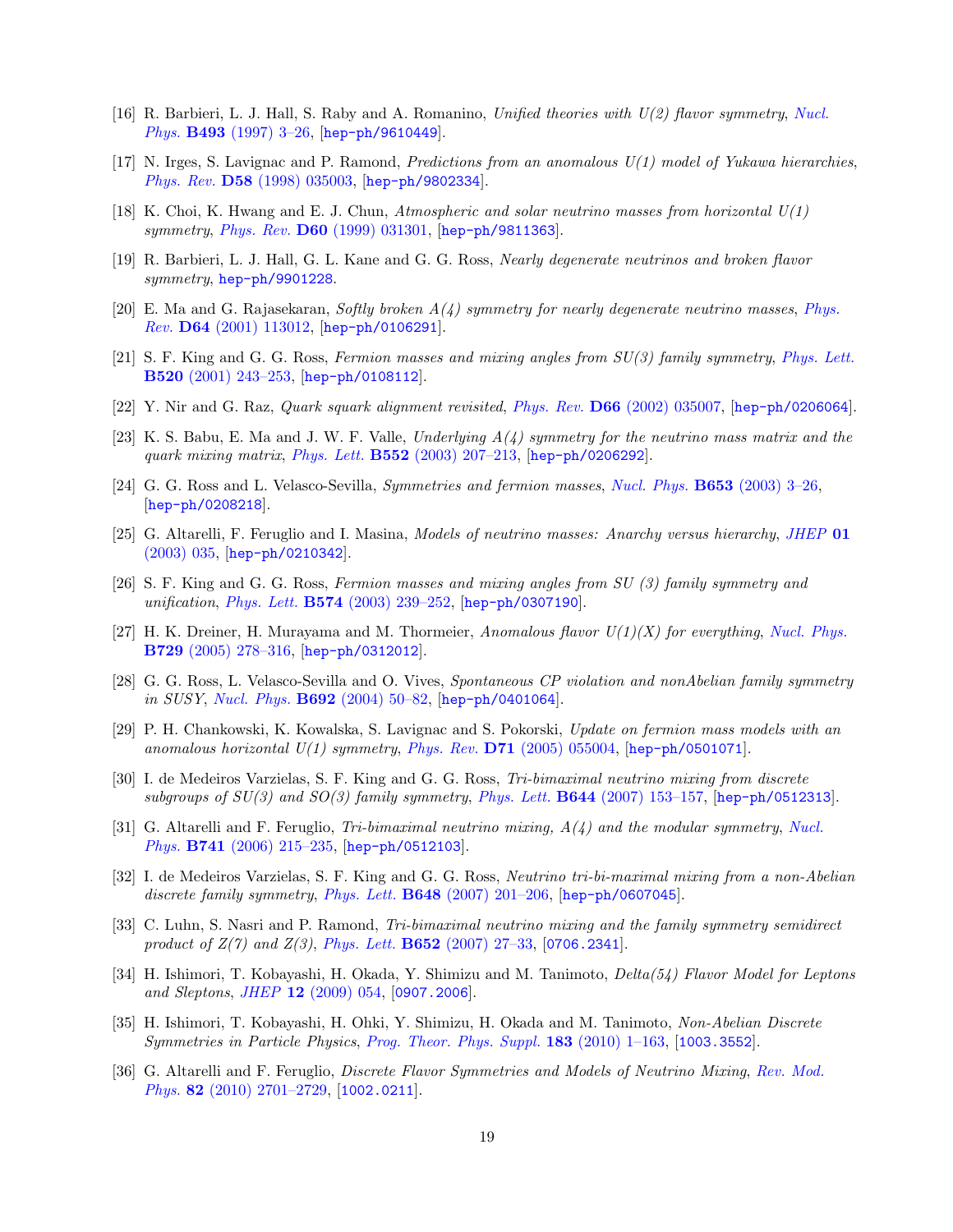[16] R. Barbieri, L. J. Hall, S. Raby and A. Romanino, *Unified theories with U(2) flavor symmetry*, Nucl. Phys. **B493** (1997) 3–26, [hep-ph/9610449].

[17] N. Irges, S. Lavignac and P. Ramond, *Predictions from an anomalous U(1) model of Yukawa hierarchies*, Phys. Rev. **D58** (1998) 035003, [hep-ph/9802334].

[18] K. Choi, K. Hwang and E. J. Chun, *Atmospheric and solar neutrino masses from horizontal U(1) symmetry*, Phys. Rev. **D60** (1999) 031301, [hep-ph/9811363].

[19] R. Barbieri, L. J. Hall, G. L. Kane and G. G. Ross, *Nearly degenerate neutrinos and broken flavor symmetry*, hep-ph/9901228.

[20] E. Ma and G. Rajasekaran, *Softly broken A(4) symmetry for nearly degenerate neutrino masses*, Phys. Rev. **D64** (2001) 113012, [hep-ph/0106291].

[21] S. F. King and G. G. Ross, *Fermion masses and mixing angles from SU(3) family symmetry*, Phys. Lett. **B520** (2001) 243–253, [hep-ph/0108112].

[22] Y. Nir and G. Raz, *Quark squark alignment revisited*, Phys. Rev. **D66** (2002) 035007, [hep-ph/0206064].

[23] K. S. Babu, E. Ma and J. W. F. Valle, *Underlying A(4) symmetry for the neutrino mass matrix and the quark mixing matrix*, Phys. Lett. **B552** (2003) 207–213, [hep-ph/0206292].

[24] G. G. Ross and L. Velasco-Sevilla, *Symmetries and fermion masses*, Nucl. Phys. **B653** (2003) 3–26, [hep-ph/0208218].

[25] G. Altarelli, F. Feruglio and I. Masina, *Models of neutrino masses: Anarchy versus hierarchy*, JHEP **01** (2003) 035, [hep-ph/0210342].

[26] S. F. King and G. G. Ross, *Fermion masses and mixing angles from SU (3) family symmetry and unification*, Phys. Lett. **B574** (2003) 239–252, [hep-ph/0307190].

[27] H. K. Dreiner, H. Murayama and M. Thormeier, *Anomalous flavor U(1)(X) for everything*, Nucl. Phys. **B729** (2005) 278–316, [hep-ph/0312012].

[28] G. G. Ross, L. Velasco-Sevilla and O. Vives, *Spontaneous CP violation and nonAbelian family symmetry in SUSY*, Nucl. Phys. **B692** (2004) 50–82, [hep-ph/0401064].

[29] P. H. Chankowski, K. Kowalska, S. Lavignac and S. Pokorski, *Update on fermion mass models with an anomalous horizontal U(1) symmetry*, Phys. Rev. **D71** (2005) 055004, [hep-ph/0501071].

[30] I. de Medeiros Varzielas, S. F. King and G. G. Ross, *Tri-bimaximal neutrino mixing from discrete subgroups of SU(3) and SO(3) family symmetry*, Phys. Lett. **B644** (2007) 153–157, [hep-ph/0512313].

[31] G. Altarelli and F. Feruglio, *Tri-bimaximal neutrino mixing, A(4) and the modular symmetry*, Nucl. Phys. **B741** (2006) 215–235, [hep-ph/0512103].

[32] I. de Medeiros Varzielas, S. F. King and G. G. Ross, *Neutrino tri-bi-maximal mixing from a non-Abelian discrete family symmetry*, Phys. Lett. **B648** (2007) 201–206, [hep-ph/0607045].

[33] C. Luhn, S. Nasri and P. Ramond, *Tri-bimaximal neutrino mixing and the family symmetry semidirect product of Z(7) and Z(3)*, Phys. Lett. **B652** (2007) 27–33, [0706.2341].

[34] H. Ishimori, T. Kobayashi, H. Okada, Y. Shimizu and M. Tanimoto, *Delta(54) Flavor Model for Leptons and Sleptons*, JHEP **12** (2009) 054, [0907.2006].

[35] H. Ishimori, T. Kobayashi, H. Ohki, Y. Shimizu, H. Okada and M. Tanimoto, *Non-Abelian Discrete Symmetries in Particle Physics*, Prog. Theor. Phys. Suppl. **183** (2010) 1–163, [1003.3552].

[36] G. Altarelli and F. Feruglio, *Discrete Flavor Symmetries and Models of Neutrino Mixing*, Rev. Mod. Phys. **82** (2010) 2701–2729, [1002.0211].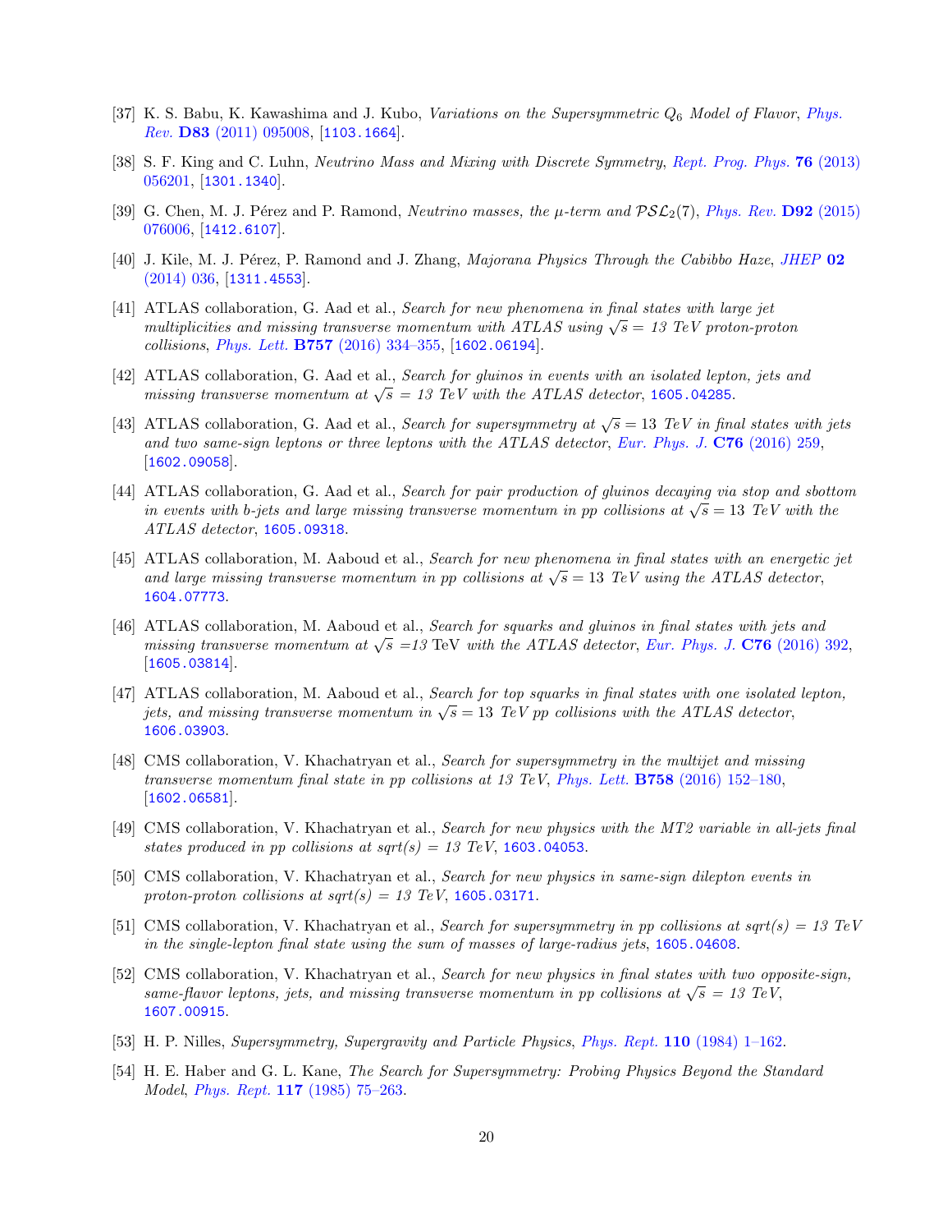[37] K. S. Babu, K. Kawashima and J. Kubo, *Variations on the Supersymmetric $Q_6$ Model of Flavor*, Phys. Rev. **D83** (2011) 095008, [1103.1664].

[38] S. F. King and C. Luhn, *Neutrino Mass and Mixing with Discrete Symmetry*, Rept. Prog. Phys. **76** (2013) 056201, [1301.1340].

[39] G. Chen, M. J. Pérez and P. Ramond, *Neutrino masses, the $\mu$-term and $\mathcal{PSL}_2(7)$*, Phys. Rev. **D92** (2015) 076006, [1412.6107].

[40] J. Kile, M. J. Pérez, P. Ramond and J. Zhang, *Majorana Physics Through the Cabibbo Haze*, JHEP **02** (2014) 036, [1311.4553].

[41] ATLAS collaboration, G. Aad et al., *Search for new phenomena in final states with large jet multiplicities and missing transverse momentum with ATLAS using $\sqrt{s} = 13$ TeV proton-proton collisions*, Phys. Lett. **B757** (2016) 334–355, [1602.06194].

[42] ATLAS collaboration, G. Aad et al., *Search for gluinos in events with an isolated lepton, jets and missing transverse momentum at $\sqrt{s} = 13$ TeV with the ATLAS detector*, 1605.04285.

[43] ATLAS collaboration, G. Aad et al., *Search for supersymmetry at $\sqrt{s} = 13$ TeV in final states with jets and two same-sign leptons or three leptons with the ATLAS detector*, Eur. Phys. J. **C76** (2016) 259, [1602.09058].

[44] ATLAS collaboration, G. Aad et al., *Search for pair production of gluinos decaying via stop and sbottom in events with b-jets and large missing transverse momentum in pp collisions at $\sqrt{s} = 13$ TeV with the ATLAS detector*, 1605.09318.

[45] ATLAS collaboration, M. Aaboud et al., *Search for new phenomena in final states with an energetic jet and large missing transverse momentum in pp collisions at $\sqrt{s} = 13$ TeV using the ATLAS detector*, 1604.07773.

[46] ATLAS collaboration, M. Aaboud et al., *Search for squarks and gluinos in final states with jets and missing transverse momentum at $\sqrt{s}$ =13* TeV *with the ATLAS detector*, Eur. Phys. J. **C76** (2016) 392, [1605.03814].

[47] ATLAS collaboration, M. Aaboud et al., *Search for top squarks in final states with one isolated lepton, jets, and missing transverse momentum in $\sqrt{s} = 13$ TeV pp collisions with the ATLAS detector*, 1606.03903.

[48] CMS collaboration, V. Khachatryan et al., *Search for supersymmetry in the multijet and missing transverse momentum final state in pp collisions at 13 TeV*, Phys. Lett. **B758** (2016) 152–180, [1602.06581].

[49] CMS collaboration, V. Khachatryan et al., *Search for new physics with the MT2 variable in all-jets final states produced in pp collisions at sqrt(s) = 13 TeV*, 1603.04053.

[50] CMS collaboration, V. Khachatryan et al., *Search for new physics in same-sign dilepton events in proton-proton collisions at sqrt(s) = 13 TeV*, 1605.03171.

[51] CMS collaboration, V. Khachatryan et al., *Search for supersymmetry in pp collisions at sqrt(s) = 13 TeV in the single-lepton final state using the sum of masses of large-radius jets*, 1605.04608.

[52] CMS collaboration, V. Khachatryan et al., *Search for new physics in final states with two opposite-sign, same-flavor leptons, jets, and missing transverse momentum in pp collisions at $\sqrt{s} = 13$ TeV*, 1607.00915.

[53] H. P. Nilles, *Supersymmetry, Supergravity and Particle Physics*, Phys. Rept. **110** (1984) 1–162.

[54] H. E. Haber and G. L. Kane, *The Search for Supersymmetry: Probing Physics Beyond the Standard Model*, Phys. Rept. **117** (1985) 75–263.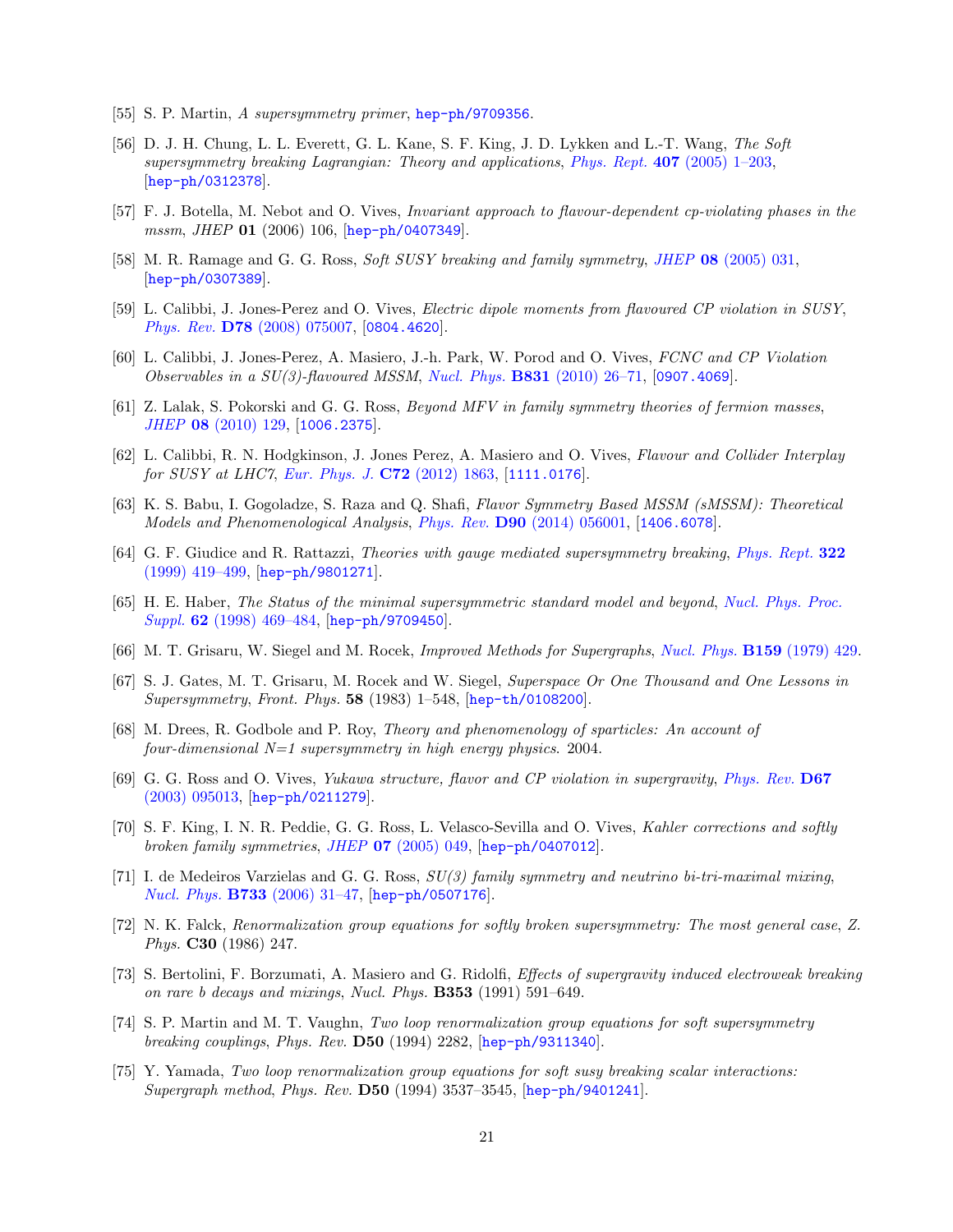[55] S. P. Martin, *A supersymmetry primer*, hep-ph/9709356.

[56] D. J. H. Chung, L. L. Everett, G. L. Kane, S. F. King, J. D. Lykken and L.-T. Wang, *The Soft supersymmetry breaking Lagrangian: Theory and applications*, *Phys. Rept.* **407** (2005) 1–203, [hep-ph/0312378].

[57] F. J. Botella, M. Nebot and O. Vives, *Invariant approach to flavour-dependent cp-violating phases in the mssm*, *JHEP* **01** (2006) 106, [hep-ph/0407349].

[58] M. R. Ramage and G. G. Ross, *Soft SUSY breaking and family symmetry*, *JHEP* **08** (2005) 031, [hep-ph/0307389].

[59] L. Calibbi, J. Jones-Perez and O. Vives, *Electric dipole moments from flavoured CP violation in SUSY*, *Phys. Rev.* **D78** (2008) 075007, [0804.4620].

[60] L. Calibbi, J. Jones-Perez, A. Masiero, J.-h. Park, W. Porod and O. Vives, *FCNC and CP Violation Observables in a SU(3)-flavoured MSSM*, *Nucl. Phys.* **B831** (2010) 26–71, [0907.4069].

[61] Z. Lalak, S. Pokorski and G. G. Ross, *Beyond MFV in family symmetry theories of fermion masses*, *JHEP* **08** (2010) 129, [1006.2375].

[62] L. Calibbi, R. N. Hodgkinson, J. Jones Perez, A. Masiero and O. Vives, *Flavour and Collider Interplay for SUSY at LHC7*, *Eur. Phys. J.* **C72** (2012) 1863, [1111.0176].

[63] K. S. Babu, I. Gogoladze, S. Raza and Q. Shafi, *Flavor Symmetry Based MSSM (sMSSM): Theoretical Models and Phenomenological Analysis*, *Phys. Rev.* **D90** (2014) 056001, [1406.6078].

[64] G. F. Giudice and R. Rattazzi, *Theories with gauge mediated supersymmetry breaking*, *Phys. Rept.* **322** (1999) 419–499, [hep-ph/9801271].

[65] H. E. Haber, *The Status of the minimal supersymmetric standard model and beyond*, *Nucl. Phys. Proc. Suppl.* **62** (1998) 469–484, [hep-ph/9709450].

[66] M. T. Grisaru, W. Siegel and M. Rocek, *Improved Methods for Supergraphs*, *Nucl. Phys.* **B159** (1979) 429.

[67] S. J. Gates, M. T. Grisaru, M. Rocek and W. Siegel, *Superspace Or One Thousand and One Lessons in Supersymmetry*, *Front. Phys.* **58** (1983) 1–548, [hep-th/0108200].

[68] M. Drees, R. Godbole and P. Roy, *Theory and phenomenology of sparticles: An account of four-dimensional N=1 supersymmetry in high energy physics*. 2004.

[69] G. G. Ross and O. Vives, *Yukawa structure, flavor and CP violation in supergravity*, *Phys. Rev.* **D67** (2003) 095013, [hep-ph/0211279].

[70] S. F. King, I. N. R. Peddie, G. G. Ross, L. Velasco-Sevilla and O. Vives, *Kahler corrections and softly broken family symmetries*, *JHEP* **07** (2005) 049, [hep-ph/0407012].

[71] I. de Medeiros Varzielas and G. G. Ross, *SU(3) family symmetry and neutrino bi-tri-maximal mixing*, *Nucl. Phys.* **B733** (2006) 31–47, [hep-ph/0507176].

[72] N. K. Falck, *Renormalization group equations for softly broken supersymmetry: The most general case*, *Z. Phys.* **C30** (1986) 247.

[73] S. Bertolini, F. Borzumati, A. Masiero and G. Ridolfi, *Effects of supergravity induced electroweak breaking on rare b decays and mixings*, *Nucl. Phys.* **B353** (1991) 591–649.

[74] S. P. Martin and M. T. Vaughn, *Two loop renormalization group equations for soft supersymmetry breaking couplings*, *Phys. Rev.* **D50** (1994) 2282, [hep-ph/9311340].

[75] Y. Yamada, *Two loop renormalization group equations for soft susy breaking scalar interactions: Supergraph method*, *Phys. Rev.* **D50** (1994) 3537–3545, [hep-ph/9401241].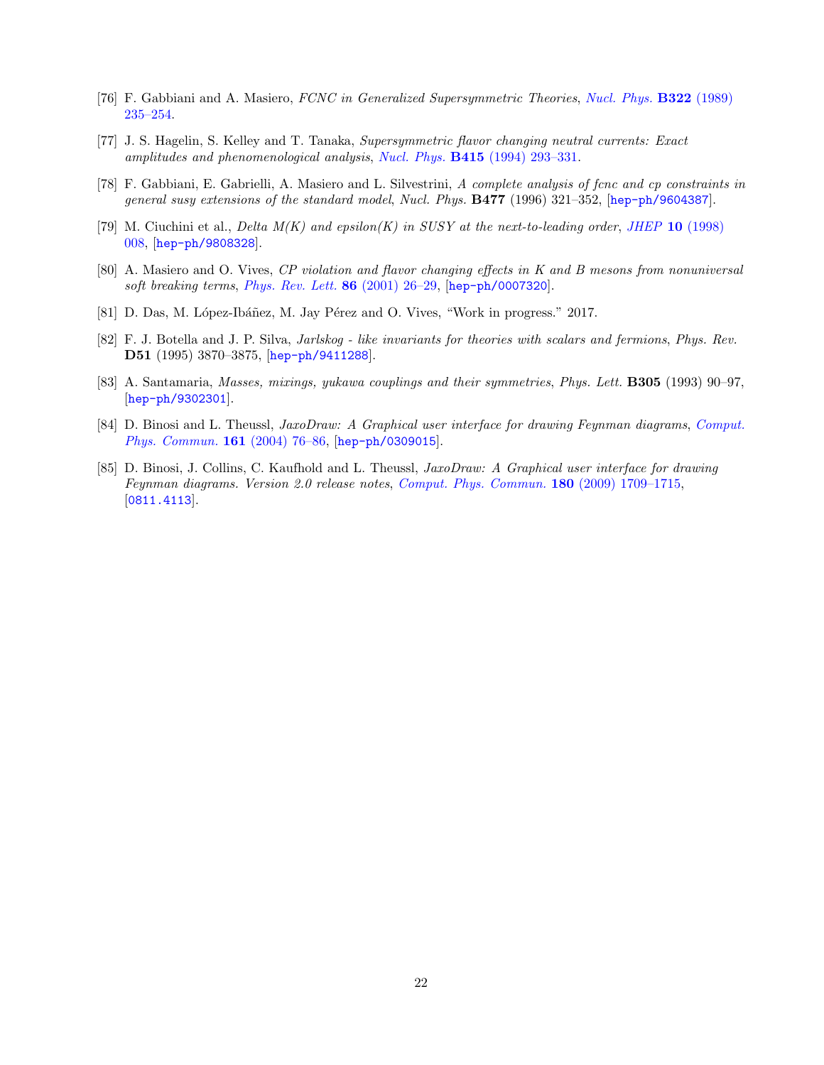[76] F. Gabbiani and A. Masiero, *FCNC in Generalized Supersymmetric Theories*, *Nucl. Phys.* **B322** (1989) 235–254.

[77] J. S. Hagelin, S. Kelley and T. Tanaka, *Supersymmetric flavor changing neutral currents: Exact amplitudes and phenomenological analysis*, *Nucl. Phys.* **B415** (1994) 293–331.

[78] F. Gabbiani, E. Gabrielli, A. Masiero and L. Silvestrini, *A complete analysis of fcnc and cp constraints in general susy extensions of the standard model*, *Nucl. Phys.* **B477** (1996) 321–352, [hep-ph/9604387].

[79] M. Ciuchini et al., *Delta M(K) and epsilon(K) in SUSY at the next-to-leading order*, *JHEP* **10** (1998) 008, [hep-ph/9808328].

[80] A. Masiero and O. Vives, *CP violation and flavor changing effects in K and B mesons from nonuniversal soft breaking terms*, *Phys. Rev. Lett.* **86** (2001) 26–29, [hep-ph/0007320].

[81] D. Das, M. López-Ibáñez, M. Jay Pérez and O. Vives, "Work in progress." 2017.

[82] F. J. Botella and J. P. Silva, *Jarlskog - like invariants for theories with scalars and fermions*, *Phys. Rev.* **D51** (1995) 3870–3875, [hep-ph/9411288].

[83] A. Santamaria, *Masses, mixings, yukawa couplings and their symmetries*, *Phys. Lett.* **B305** (1993) 90–97, [hep-ph/9302301].

[84] D. Binosi and L. Theussl, *JaxoDraw: A Graphical user interface for drawing Feynman diagrams*, *Comput. Phys. Commun.* **161** (2004) 76–86, [hep-ph/0309015].

[85] D. Binosi, J. Collins, C. Kaufhold and L. Theussl, *JaxoDraw: A Graphical user interface for drawing Feynman diagrams. Version 2.0 release notes*, *Comput. Phys. Commun.* **180** (2009) 1709–1715, [0811.4113].